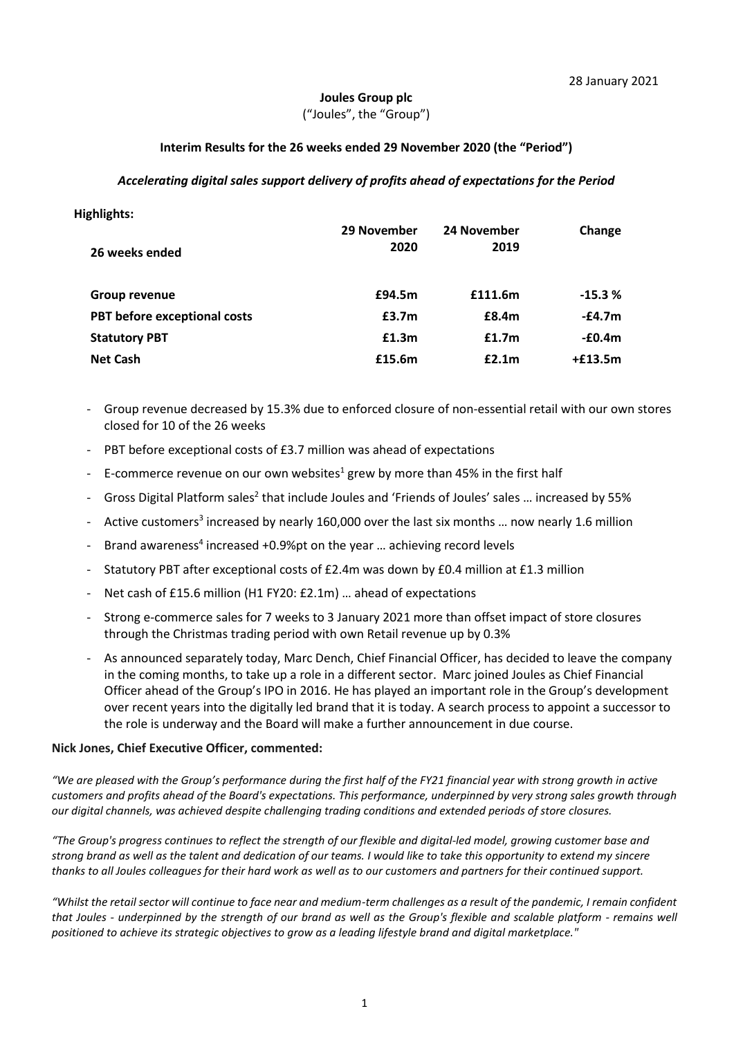28 January 2021

**Joules Group plc**

("Joules", the "Group")

**Interim Results for the 26 weeks ended 29 November 2020 (the "Period")**

***Accelerating digital sales support delivery of profits ahead of expectations for the Period***

**Highlights:**

| 26 weeks ended | 29 November 2020 | 24 November 2019 | Change |
|---|---|---|---|
| **Group revenue** | **£94.5m** | **£111.6m** | **-15.3 %** |
| **PBT before exceptional costs** | **£3.7m** | **£8.4m** | **-£4.7m** |
| **Statutory PBT** | **£1.3m** | **£1.7m** | **-£0.4m** |
| **Net Cash** | **£15.6m** | **£2.1m** | **+£13.5m** |

- Group revenue decreased by 15.3% due to enforced closure of non-essential retail with our own stores closed for 10 of the 26 weeks
- PBT before exceptional costs of £3.7 million was ahead of expectations
- E-commerce revenue on our own websites[1] grew by more than 45% in the first half
- Gross Digital Platform sales[2] that include Joules and 'Friends of Joules' sales … increased by 55%
- Active customers[3] increased by nearly 160,000 over the last six months … now nearly 1.6 million
- Brand awareness[4] increased +0.9%pt on the year … achieving record levels
- Statutory PBT after exceptional costs of £2.4m was down by £0.4 million at £1.3 million
- Net cash of £15.6 million (H1 FY20: £2.1m) … ahead of expectations
- Strong e-commerce sales for 7 weeks to 3 January 2021 more than offset impact of store closures through the Christmas trading period with own Retail revenue up by 0.3%
- As announced separately today, Marc Dench, Chief Financial Officer, has decided to leave the company in the coming months, to take up a role in a different sector. Marc joined Joules as Chief Financial Officer ahead of the Group's IPO in 2016. He has played an important role in the Group's development over recent years into the digitally led brand that it is today. A search process to appoint a successor to the role is underway and the Board will make a further announcement in due course.

**Nick Jones, Chief Executive Officer, commented:**

*"We are pleased with the Group's performance during the first half of the FY21 financial year with strong growth in active customers and profits ahead of the Board's expectations. This performance, underpinned by very strong sales growth through our digital channels, was achieved despite challenging trading conditions and extended periods of store closures.*

*"The Group's progress continues to reflect the strength of our flexible and digital-led model, growing customer base and strong brand as well as the talent and dedication of our teams. I would like to take this opportunity to extend my sincere thanks to all Joules colleagues for their hard work as well as to our customers and partners for their continued support.*

*"Whilst the retail sector will continue to face near and medium-term challenges as a result of the pandemic, I remain confident that Joules - underpinned by the strength of our brand as well as the Group's flexible and scalable platform - remains well positioned to achieve its strategic objectives to grow as a leading lifestyle brand and digital marketplace."*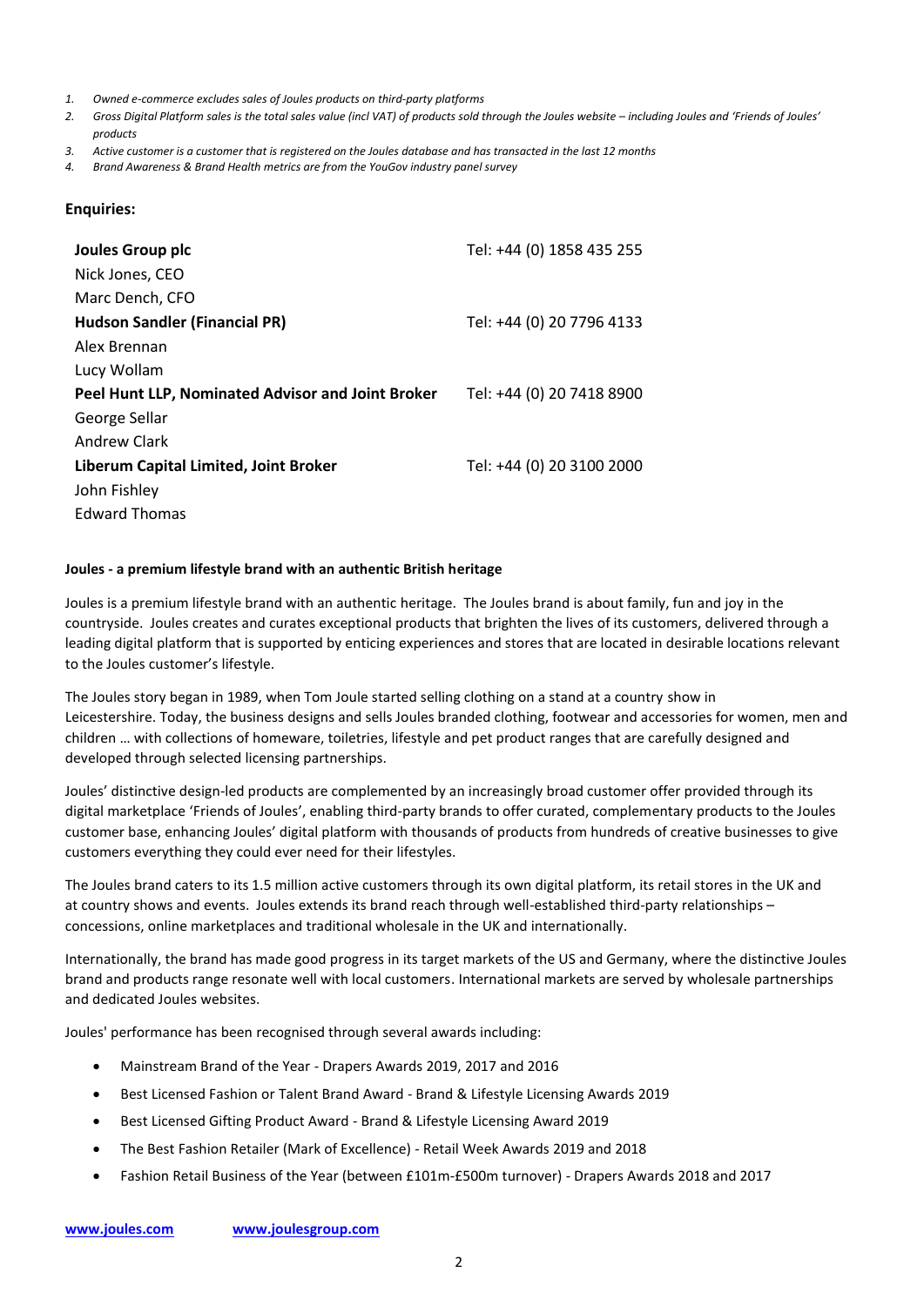1. *Owned e-commerce excludes sales of Joules products on third-party platforms*
2. *Gross Digital Platform sales is the total sales value (incl VAT) of products sold through the Joules website – including Joules and 'Friends of Joules' products*
3. *Active customer is a customer that is registered on the Joules database and has transacted in the last 12 months*
4. *Brand Awareness & Brand Health metrics are from the YouGov industry panel survey*

**Enquiries:**

| | |
|---|---|
| **Joules Group plc** | Tel: +44 (0) 1858 435 255 |
| Nick Jones, CEO | |
| Marc Dench, CFO | |
| **Hudson Sandler (Financial PR)** | Tel: +44 (0) 20 7796 4133 |
| Alex Brennan | |
| Lucy Wollam | |
| **Peel Hunt LLP, Nominated Advisor and Joint Broker** | Tel: +44 (0) 20 7418 8900 |
| George Sellar | |
| Andrew Clark | |
| **Liberum Capital Limited, Joint Broker** | Tel: +44 (0) 20 3100 2000 |
| John Fishley | |
| Edward Thomas | |

**Joules - a premium lifestyle brand with an authentic British heritage**

Joules is a premium lifestyle brand with an authentic heritage. The Joules brand is about family, fun and joy in the countryside. Joules creates and curates exceptional products that brighten the lives of its customers, delivered through a leading digital platform that is supported by enticing experiences and stores that are located in desirable locations relevant to the Joules customer's lifestyle.

The Joules story began in 1989, when Tom Joule started selling clothing on a stand at a country show in Leicestershire. Today, the business designs and sells Joules branded clothing, footwear and accessories for women, men and children … with collections of homeware, toiletries, lifestyle and pet product ranges that are carefully designed and developed through selected licensing partnerships.

Joules' distinctive design-led products are complemented by an increasingly broad customer offer provided through its digital marketplace 'Friends of Joules', enabling third-party brands to offer curated, complementary products to the Joules customer base, enhancing Joules' digital platform with thousands of products from hundreds of creative businesses to give customers everything they could ever need for their lifestyles.

The Joules brand caters to its 1.5 million active customers through its own digital platform, its retail stores in the UK and at country shows and events. Joules extends its brand reach through well-established third-party relationships – concessions, online marketplaces and traditional wholesale in the UK and internationally.

Internationally, the brand has made good progress in its target markets of the US and Germany, where the distinctive Joules brand and products range resonate well with local customers. International markets are served by wholesale partnerships and dedicated Joules websites.

Joules' performance has been recognised through several awards including:

- Mainstream Brand of the Year - Drapers Awards 2019, 2017 and 2016
- Best Licensed Fashion or Talent Brand Award - Brand & Lifestyle Licensing Awards 2019
- Best Licensed Gifting Product Award - Brand & Lifestyle Licensing Award 2019
- The Best Fashion Retailer (Mark of Excellence) - Retail Week Awards 2019 and 2018
- Fashion Retail Business of the Year (between £101m-£500m turnover) - Drapers Awards 2018 and 2017

**www.joules.com** **www.joulesgroup.com**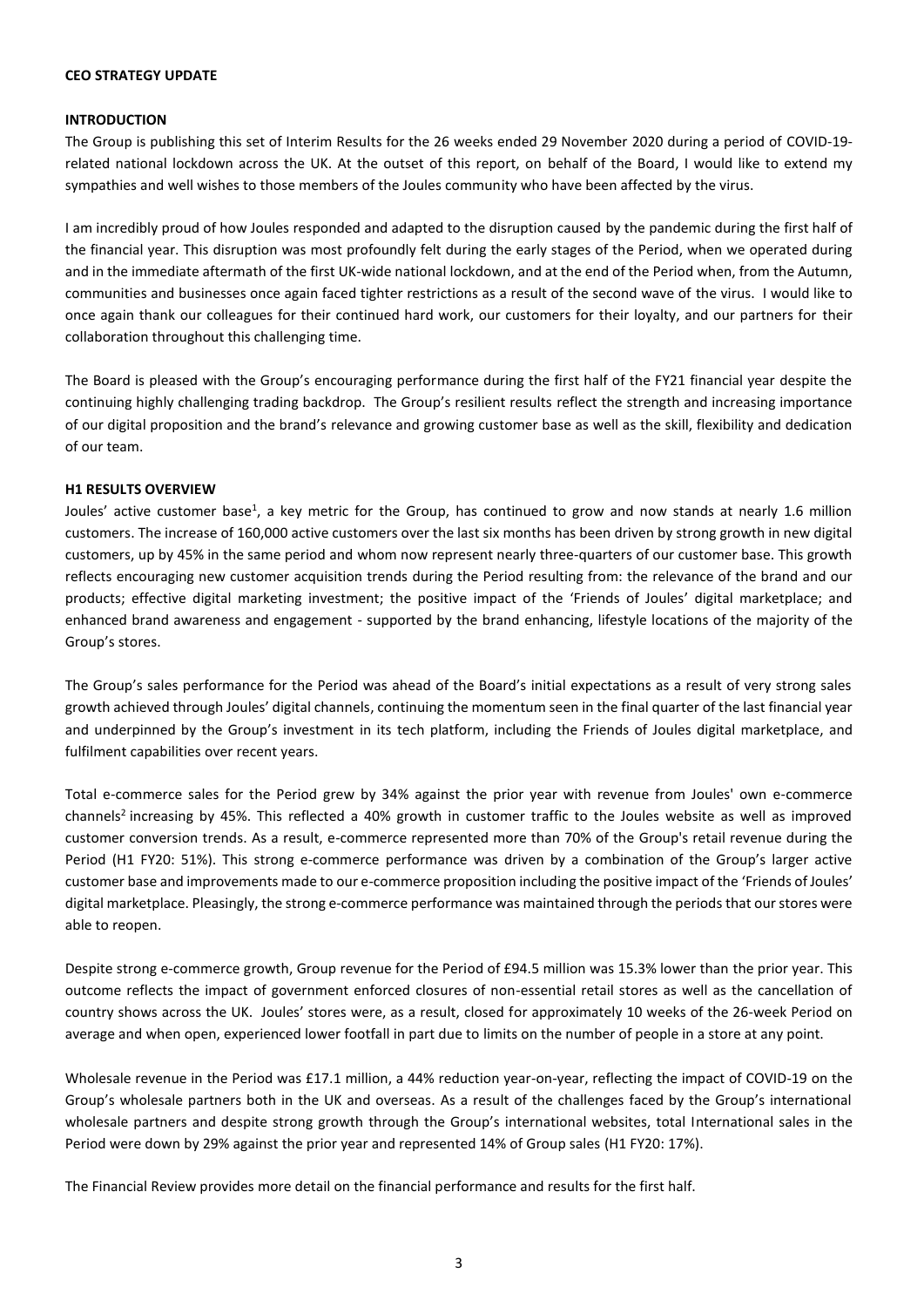**CEO STRATEGY UPDATE**

**INTRODUCTION**

The Group is publishing this set of Interim Results for the 26 weeks ended 29 November 2020 during a period of COVID-19-related national lockdown across the UK. At the outset of this report, on behalf of the Board, I would like to extend my sympathies and well wishes to those members of the Joules community who have been affected by the virus.

I am incredibly proud of how Joules responded and adapted to the disruption caused by the pandemic during the first half of the financial year. This disruption was most profoundly felt during the early stages of the Period, when we operated during and in the immediate aftermath of the first UK-wide national lockdown, and at the end of the Period when, from the Autumn, communities and businesses once again faced tighter restrictions as a result of the second wave of the virus. I would like to once again thank our colleagues for their continued hard work, our customers for their loyalty, and our partners for their collaboration throughout this challenging time.

The Board is pleased with the Group's encouraging performance during the first half of the FY21 financial year despite the continuing highly challenging trading backdrop. The Group's resilient results reflect the strength and increasing importance of our digital proposition and the brand's relevance and growing customer base as well as the skill, flexibility and dedication of our team.

**H1 RESULTS OVERVIEW**

Joules' active customer base[1], a key metric for the Group, has continued to grow and now stands at nearly 1.6 million customers. The increase of 160,000 active customers over the last six months has been driven by strong growth in new digital customers, up by 45% in the same period and whom now represent nearly three-quarters of our customer base. This growth reflects encouraging new customer acquisition trends during the Period resulting from: the relevance of the brand and our products; effective digital marketing investment; the positive impact of the 'Friends of Joules' digital marketplace; and enhanced brand awareness and engagement - supported by the brand enhancing, lifestyle locations of the majority of the Group's stores.

The Group's sales performance for the Period was ahead of the Board's initial expectations as a result of very strong sales growth achieved through Joules' digital channels, continuing the momentum seen in the final quarter of the last financial year and underpinned by the Group's investment in its tech platform, including the Friends of Joules digital marketplace, and fulfilment capabilities over recent years.

Total e-commerce sales for the Period grew by 34% against the prior year with revenue from Joules' own e-commerce channels[2] increasing by 45%. This reflected a 40% growth in customer traffic to the Joules website as well as improved customer conversion trends. As a result, e-commerce represented more than 70% of the Group's retail revenue during the Period (H1 FY20: 51%). This strong e-commerce performance was driven by a combination of the Group's larger active customer base and improvements made to our e-commerce proposition including the positive impact of the 'Friends of Joules' digital marketplace. Pleasingly, the strong e-commerce performance was maintained through the periods that our stores were able to reopen.

Despite strong e-commerce growth, Group revenue for the Period of £94.5 million was 15.3% lower than the prior year. This outcome reflects the impact of government enforced closures of non-essential retail stores as well as the cancellation of country shows across the UK. Joules' stores were, as a result, closed for approximately 10 weeks of the 26-week Period on average and when open, experienced lower footfall in part due to limits on the number of people in a store at any point.

Wholesale revenue in the Period was £17.1 million, a 44% reduction year-on-year, reflecting the impact of COVID-19 on the Group's wholesale partners both in the UK and overseas. As a result of the challenges faced by the Group's international wholesale partners and despite strong growth through the Group's international websites, total International sales in the Period were down by 29% against the prior year and represented 14% of Group sales (H1 FY20: 17%).

The Financial Review provides more detail on the financial performance and results for the first half.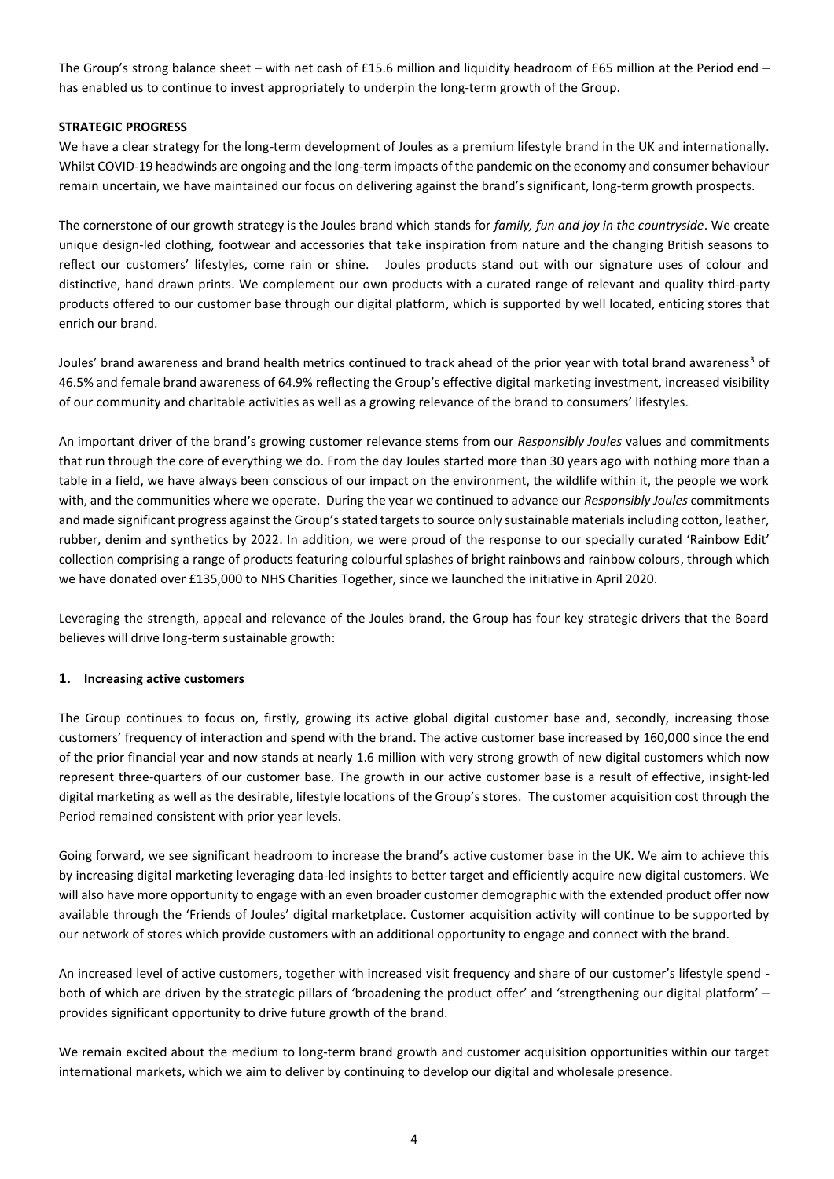The Group's strong balance sheet – with net cash of £15.6 million and liquidity headroom of £65 million at the Period end – has enabled us to continue to invest appropriately to underpin the long-term growth of the Group.

**STRATEGIC PROGRESS**

We have a clear strategy for the long-term development of Joules as a premium lifestyle brand in the UK and internationally. Whilst COVID-19 headwinds are ongoing and the long-term impacts of the pandemic on the economy and consumer behaviour remain uncertain, we have maintained our focus on delivering against the brand's significant, long-term growth prospects.

The cornerstone of our growth strategy is the Joules brand which stands for *family, fun and joy in the countryside*. We create unique design-led clothing, footwear and accessories that take inspiration from nature and the changing British seasons to reflect our customers' lifestyles, come rain or shine. Joules products stand out with our signature uses of colour and distinctive, hand drawn prints. We complement our own products with a curated range of relevant and quality third-party products offered to our customer base through our digital platform, which is supported by well located, enticing stores that enrich our brand.

Joules' brand awareness and brand health metrics continued to track ahead of the prior year with total brand awareness[3] of 46.5% and female brand awareness of 64.9% reflecting the Group's effective digital marketing investment, increased visibility of our community and charitable activities as well as a growing relevance of the brand to consumers' lifestyles.

An important driver of the brand's growing customer relevance stems from our *Responsibly Joules* values and commitments that run through the core of everything we do. From the day Joules started more than 30 years ago with nothing more than a table in a field, we have always been conscious of our impact on the environment, the wildlife within it, the people we work with, and the communities where we operate. During the year we continued to advance our *Responsibly Joules* commitments and made significant progress against the Group's stated targets to source only sustainable materials including cotton, leather, rubber, denim and synthetics by 2022. In addition, we were proud of the response to our specially curated 'Rainbow Edit' collection comprising a range of products featuring colourful splashes of bright rainbows and rainbow colours, through which we have donated over £135,000 to NHS Charities Together, since we launched the initiative in April 2020.

Leveraging the strength, appeal and relevance of the Joules brand, the Group has four key strategic drivers that the Board believes will drive long-term sustainable growth:

**1. Increasing active customers**

The Group continues to focus on, firstly, growing its active global digital customer base and, secondly, increasing those customers' frequency of interaction and spend with the brand. The active customer base increased by 160,000 since the end of the prior financial year and now stands at nearly 1.6 million with very strong growth of new digital customers which now represent three-quarters of our customer base. The growth in our active customer base is a result of effective, insight-led digital marketing as well as the desirable, lifestyle locations of the Group's stores. The customer acquisition cost through the Period remained consistent with prior year levels.

Going forward, we see significant headroom to increase the brand's active customer base in the UK. We aim to achieve this by increasing digital marketing leveraging data-led insights to better target and efficiently acquire new digital customers. We will also have more opportunity to engage with an even broader customer demographic with the extended product offer now available through the 'Friends of Joules' digital marketplace. Customer acquisition activity will continue to be supported by our network of stores which provide customers with an additional opportunity to engage and connect with the brand.

An increased level of active customers, together with increased visit frequency and share of our customer's lifestyle spend - both of which are driven by the strategic pillars of 'broadening the product offer' and 'strengthening our digital platform' – provides significant opportunity to drive future growth of the brand.

We remain excited about the medium to long-term brand growth and customer acquisition opportunities within our target international markets, which we aim to deliver by continuing to develop our digital and wholesale presence.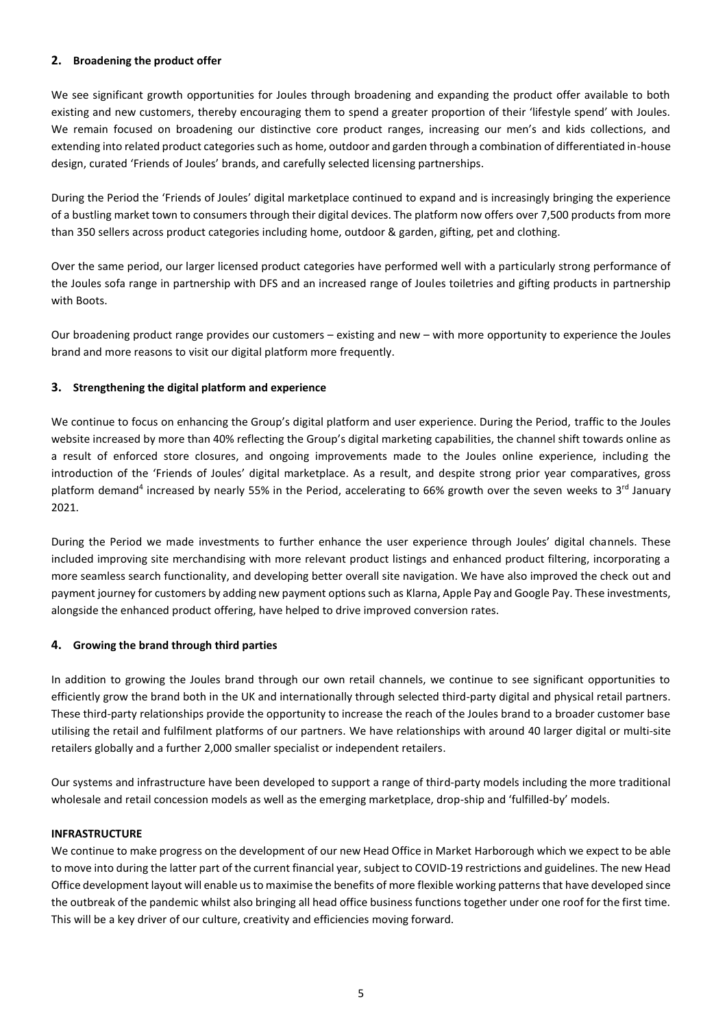## 2. Broadening the product offer

We see significant growth opportunities for Joules through broadening and expanding the product offer available to both existing and new customers, thereby encouraging them to spend a greater proportion of their 'lifestyle spend' with Joules. We remain focused on broadening our distinctive core product ranges, increasing our men's and kids collections, and extending into related product categories such as home, outdoor and garden through a combination of differentiated in-house design, curated 'Friends of Joules' brands, and carefully selected licensing partnerships.

During the Period the 'Friends of Joules' digital marketplace continued to expand and is increasingly bringing the experience of a bustling market town to consumers through their digital devices. The platform now offers over 7,500 products from more than 350 sellers across product categories including home, outdoor & garden, gifting, pet and clothing.

Over the same period, our larger licensed product categories have performed well with a particularly strong performance of the Joules sofa range in partnership with DFS and an increased range of Joules toiletries and gifting products in partnership with Boots.

Our broadening product range provides our customers – existing and new – with more opportunity to experience the Joules brand and more reasons to visit our digital platform more frequently.

## 3. Strengthening the digital platform and experience

We continue to focus on enhancing the Group's digital platform and user experience. During the Period, traffic to the Joules website increased by more than 40% reflecting the Group's digital marketing capabilities, the channel shift towards online as a result of enforced store closures, and ongoing improvements made to the Joules online experience, including the introduction of the 'Friends of Joules' digital marketplace. As a result, and despite strong prior year comparatives, gross platform demand[4] increased by nearly 55% in the Period, accelerating to 66% growth over the seven weeks to 3rd January 2021.

During the Period we made investments to further enhance the user experience through Joules' digital channels. These included improving site merchandising with more relevant product listings and enhanced product filtering, incorporating a more seamless search functionality, and developing better overall site navigation. We have also improved the check out and payment journey for customers by adding new payment options such as Klarna, Apple Pay and Google Pay. These investments, alongside the enhanced product offering, have helped to drive improved conversion rates.

## 4. Growing the brand through third parties

In addition to growing the Joules brand through our own retail channels, we continue to see significant opportunities to efficiently grow the brand both in the UK and internationally through selected third-party digital and physical retail partners. These third-party relationships provide the opportunity to increase the reach of the Joules brand to a broader customer base utilising the retail and fulfilment platforms of our partners. We have relationships with around 40 larger digital or multi-site retailers globally and a further 2,000 smaller specialist or independent retailers.

Our systems and infrastructure have been developed to support a range of third-party models including the more traditional wholesale and retail concession models as well as the emerging marketplace, drop-ship and 'fulfilled-by' models.

**INFRASTRUCTURE**

We continue to make progress on the development of our new Head Office in Market Harborough which we expect to be able to move into during the latter part of the current financial year, subject to COVID-19 restrictions and guidelines. The new Head Office development layout will enable us to maximise the benefits of more flexible working patterns that have developed since the outbreak of the pandemic whilst also bringing all head office business functions together under one roof for the first time. This will be a key driver of our culture, creativity and efficiencies moving forward.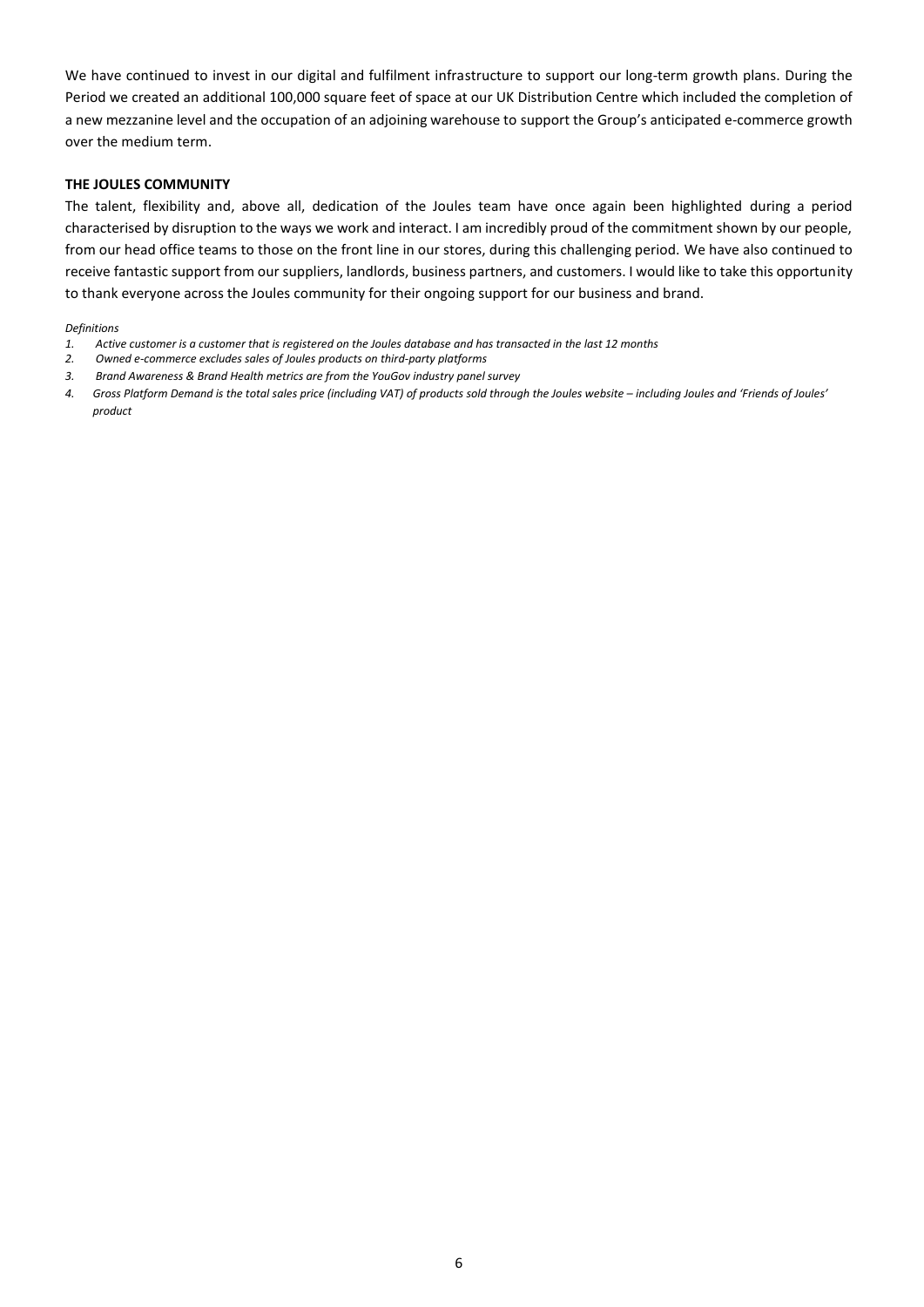We have continued to invest in our digital and fulfilment infrastructure to support our long-term growth plans. During the Period we created an additional 100,000 square feet of space at our UK Distribution Centre which included the completion of a new mezzanine level and the occupation of an adjoining warehouse to support the Group's anticipated e-commerce growth over the medium term.

**THE JOULES COMMUNITY**

The talent, flexibility and, above all, dedication of the Joules team have once again been highlighted during a period characterised by disruption to the ways we work and interact. I am incredibly proud of the commitment shown by our people, from our head office teams to those on the front line in our stores, during this challenging period. We have also continued to receive fantastic support from our suppliers, landlords, business partners, and customers. I would like to take this opportunity to thank everyone across the Joules community for their ongoing support for our business and brand.

*Definitions*

1. *Active customer is a customer that is registered on the Joules database and has transacted in the last 12 months*
2. *Owned e-commerce excludes sales of Joules products on third-party platforms*
3. *Brand Awareness & Brand Health metrics are from the YouGov industry panel survey*
4. *Gross Platform Demand is the total sales price (including VAT) of products sold through the Joules website – including Joules and 'Friends of Joules' product*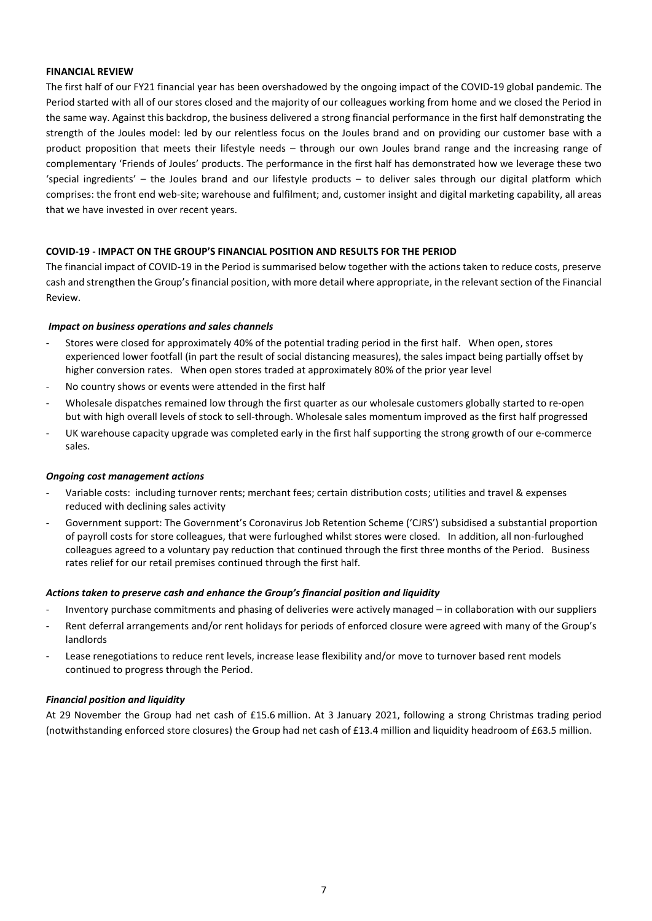## FINANCIAL REVIEW

The first half of our FY21 financial year has been overshadowed by the ongoing impact of the COVID-19 global pandemic. The Period started with all of our stores closed and the majority of our colleagues working from home and we closed the Period in the same way. Against this backdrop, the business delivered a strong financial performance in the first half demonstrating the strength of the Joules model: led by our relentless focus on the Joules brand and on providing our customer base with a product proposition that meets their lifestyle needs – through our own Joules brand range and the increasing range of complementary 'Friends of Joules' products. The performance in the first half has demonstrated how we leverage these two 'special ingredients' – the Joules brand and our lifestyle products – to deliver sales through our digital platform which comprises: the front end web-site; warehouse and fulfilment; and, customer insight and digital marketing capability, all areas that we have invested in over recent years.

## COVID-19 - IMPACT ON THE GROUP'S FINANCIAL POSITION AND RESULTS FOR THE PERIOD

The financial impact of COVID-19 in the Period is summarised below together with the actions taken to reduce costs, preserve cash and strengthen the Group's financial position, with more detail where appropriate, in the relevant section of the Financial Review.

### *Impact on business operations and sales channels*

- Stores were closed for approximately 40% of the potential trading period in the first half. When open, stores experienced lower footfall (in part the result of social distancing measures), the sales impact being partially offset by higher conversion rates. When open stores traded at approximately 80% of the prior year level
- No country shows or events were attended in the first half
- Wholesale dispatches remained low through the first quarter as our wholesale customers globally started to re-open but with high overall levels of stock to sell-through. Wholesale sales momentum improved as the first half progressed
- UK warehouse capacity upgrade was completed early in the first half supporting the strong growth of our e-commerce sales.

### *Ongoing cost management actions*

- Variable costs: including turnover rents; merchant fees; certain distribution costs; utilities and travel & expenses reduced with declining sales activity
- Government support: The Government's Coronavirus Job Retention Scheme ('CJRS') subsidised a substantial proportion of payroll costs for store colleagues, that were furloughed whilst stores were closed. In addition, all non-furloughed colleagues agreed to a voluntary pay reduction that continued through the first three months of the Period. Business rates relief for our retail premises continued through the first half.

### *Actions taken to preserve cash and enhance the Group's financial position and liquidity*

- Inventory purchase commitments and phasing of deliveries were actively managed – in collaboration with our suppliers
- Rent deferral arrangements and/or rent holidays for periods of enforced closure were agreed with many of the Group's landlords
- Lease renegotiations to reduce rent levels, increase lease flexibility and/or move to turnover based rent models continued to progress through the Period.

### *Financial position and liquidity*

At 29 November the Group had net cash of £15.6 million. At 3 January 2021, following a strong Christmas trading period (notwithstanding enforced store closures) the Group had net cash of £13.4 million and liquidity headroom of £63.5 million.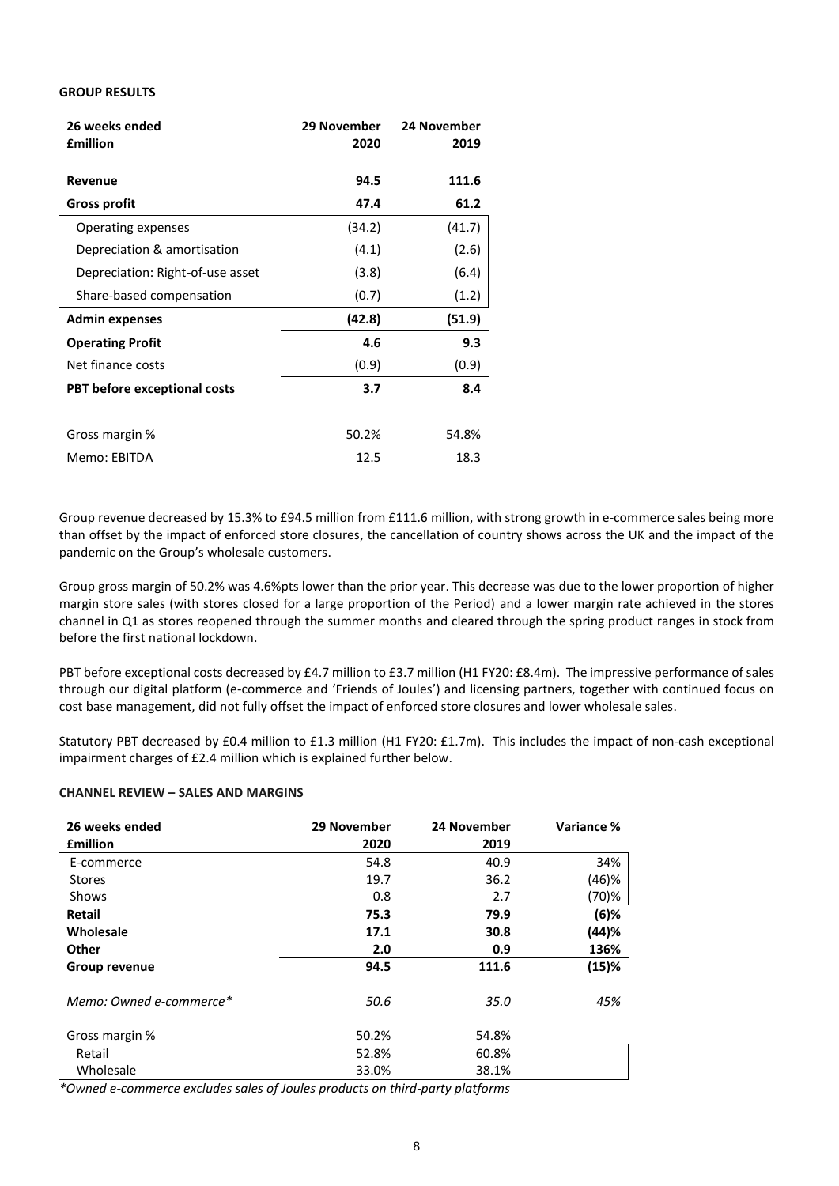**GROUP RESULTS**

| 26 weeks ended<br>£million | 29 November<br>2020 | 24 November<br>2019 |
|---|---|---|
| **Revenue** | **94.5** | **111.6** |
| **Gross profit** | **47.4** | **61.2** |
| Operating expenses | (34.2) | (41.7) |
| Depreciation & amortisation | (4.1) | (2.6) |
| Depreciation: Right-of-use asset | (3.8) | (6.4) |
| Share-based compensation | (0.7) | (1.2) |
| **Admin expenses** | **(42.8)** | **(51.9)** |
| **Operating Profit** | **4.6** | **9.3** |
| Net finance costs | (0.9) | (0.9) |
| **PBT before exceptional costs** | **3.7** | **8.4** |
| | | |
| Gross margin % | 50.2% | 54.8% |
| Memo: EBITDA | 12.5 | 18.3 |

Group revenue decreased by 15.3% to £94.5 million from £111.6 million, with strong growth in e-commerce sales being more than offset by the impact of enforced store closures, the cancellation of country shows across the UK and the impact of the pandemic on the Group's wholesale customers.

Group gross margin of 50.2% was 4.6%pts lower than the prior year. This decrease was due to the lower proportion of higher margin store sales (with stores closed for a large proportion of the Period) and a lower margin rate achieved in the stores channel in Q1 as stores reopened through the summer months and cleared through the spring product ranges in stock from before the first national lockdown.

PBT before exceptional costs decreased by £4.7 million to £3.7 million (H1 FY20: £8.4m). The impressive performance of sales through our digital platform (e-commerce and 'Friends of Joules') and licensing partners, together with continued focus on cost base management, did not fully offset the impact of enforced store closures and lower wholesale sales.

Statutory PBT decreased by £0.4 million to £1.3 million (H1 FY20: £1.7m). This includes the impact of non-cash exceptional impairment charges of £2.4 million which is explained further below.

**CHANNEL REVIEW – SALES AND MARGINS**

| 26 weeks ended<br>£million | 29 November<br>2020 | 24 November<br>2019 | Variance % |
|---|---|---|---|
| E-commerce | 54.8 | 40.9 | 34% |
| Stores | 19.7 | 36.2 | (46)% |
| Shows | 0.8 | 2.7 | (70)% |
| **Retail** | **75.3** | **79.9** | **(6)%** |
| **Wholesale** | **17.1** | **30.8** | **(44)%** |
| **Other** | **2.0** | **0.9** | **136%** |
| **Group revenue** | **94.5** | **111.6** | **(15)%** |
| | | | |
| *Memo: Owned e-commerce** | *50.6* | *35.0* | *45%* |
| | | | |
| Gross margin % | 50.2% | 54.8% | |
| Retail | 52.8% | 60.8% | |
| Wholesale | 33.0% | 38.1% | |

*\*Owned e-commerce excludes sales of Joules products on third-party platforms*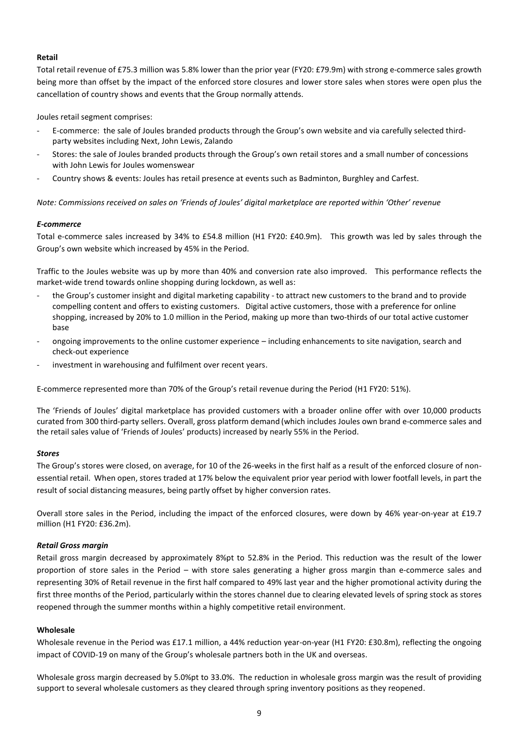**Retail**

Total retail revenue of £75.3 million was 5.8% lower than the prior year (FY20: £79.9m) with strong e-commerce sales growth being more than offset by the impact of the enforced store closures and lower store sales when stores were open plus the cancellation of country shows and events that the Group normally attends.

Joules retail segment comprises:

- E-commerce: the sale of Joules branded products through the Group's own website and via carefully selected third-party websites including Next, John Lewis, Zalando
- Stores: the sale of Joules branded products through the Group's own retail stores and a small number of concessions with John Lewis for Joules womenswear
- Country shows & events: Joules has retail presence at events such as Badminton, Burghley and Carfest.

*Note: Commissions received on sales on 'Friends of Joules' digital marketplace are reported within 'Other' revenue*

***E-commerce***

Total e-commerce sales increased by 34% to £54.8 million (H1 FY20: £40.9m). This growth was led by sales through the Group's own website which increased by 45% in the Period.

Traffic to the Joules website was up by more than 40% and conversion rate also improved. This performance reflects the market-wide trend towards online shopping during lockdown, as well as:

- the Group's customer insight and digital marketing capability - to attract new customers to the brand and to provide compelling content and offers to existing customers. Digital active customers, those with a preference for online shopping, increased by 20% to 1.0 million in the Period, making up more than two-thirds of our total active customer base
- ongoing improvements to the online customer experience – including enhancements to site navigation, search and check-out experience
- investment in warehousing and fulfilment over recent years.

E-commerce represented more than 70% of the Group's retail revenue during the Period (H1 FY20: 51%).

The 'Friends of Joules' digital marketplace has provided customers with a broader online offer with over 10,000 products curated from 300 third-party sellers. Overall, gross platform demand (which includes Joules own brand e-commerce sales and the retail sales value of 'Friends of Joules' products) increased by nearly 55% in the Period.

***Stores***

The Group's stores were closed, on average, for 10 of the 26-weeks in the first half as a result of the enforced closure of non-essential retail. When open, stores traded at 17% below the equivalent prior year period with lower footfall levels, in part the result of social distancing measures, being partly offset by higher conversion rates.

Overall store sales in the Period, including the impact of the enforced closures, were down by 46% year-on-year at £19.7 million (H1 FY20: £36.2m).

***Retail Gross margin***

Retail gross margin decreased by approximately 8%pt to 52.8% in the Period. This reduction was the result of the lower proportion of store sales in the Period – with store sales generating a higher gross margin than e-commerce sales and representing 30% of Retail revenue in the first half compared to 49% last year and the higher promotional activity during the first three months of the Period, particularly within the stores channel due to clearing elevated levels of spring stock as stores reopened through the summer months within a highly competitive retail environment.

**Wholesale**

Wholesale revenue in the Period was £17.1 million, a 44% reduction year-on-year (H1 FY20: £30.8m), reflecting the ongoing impact of COVID-19 on many of the Group's wholesale partners both in the UK and overseas.

Wholesale gross margin decreased by 5.0%pt to 33.0%. The reduction in wholesale gross margin was the result of providing support to several wholesale customers as they cleared through spring inventory positions as they reopened.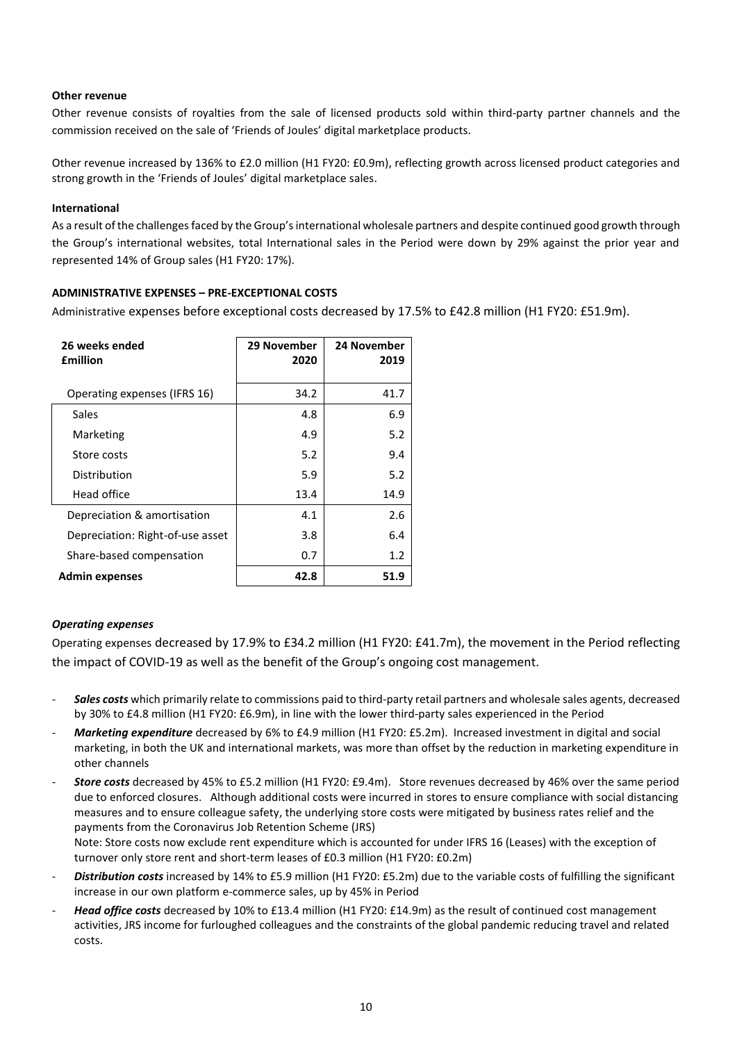**Other revenue**

Other revenue consists of royalties from the sale of licensed products sold within third-party partner channels and the commission received on the sale of 'Friends of Joules' digital marketplace products.

Other revenue increased by 136% to £2.0 million (H1 FY20: £0.9m), reflecting growth across licensed product categories and strong growth in the 'Friends of Joules' digital marketplace sales.

**International**

As a result of the challenges faced by the Group's international wholesale partners and despite continued good growth through the Group's international websites, total International sales in the Period were down by 29% against the prior year and represented 14% of Group sales (H1 FY20: 17%).

**ADMINISTRATIVE EXPENSES – PRE-EXCEPTIONAL COSTS**

Administrative expenses before exceptional costs decreased by 17.5% to £42.8 million (H1 FY20: £51.9m).

| 26 weeks ended £million | 29 November 2020 | 24 November 2019 |
|---|---|---|
| Operating expenses (IFRS 16) | 34.2 | 41.7 |
| Sales | 4.8 | 6.9 |
| Marketing | 4.9 | 5.2 |
| Store costs | 5.2 | 9.4 |
| Distribution | 5.9 | 5.2 |
| Head office | 13.4 | 14.9 |
| Depreciation & amortisation | 4.1 | 2.6 |
| Depreciation: Right-of-use asset | 3.8 | 6.4 |
| Share-based compensation | 0.7 | 1.2 |
| **Admin expenses** | **42.8** | **51.9** |

***Operating expenses***

Operating expenses decreased by 17.9% to £34.2 million (H1 FY20: £41.7m), the movement in the Period reflecting the impact of COVID-19 as well as the benefit of the Group's ongoing cost management.

- ***Sales costs*** which primarily relate to commissions paid to third-party retail partners and wholesale sales agents, decreased by 30% to £4.8 million (H1 FY20: £6.9m), in line with the lower third-party sales experienced in the Period
- ***Marketing expenditure*** decreased by 6% to £4.9 million (H1 FY20: £5.2m). Increased investment in digital and social marketing, in both the UK and international markets, was more than offset by the reduction in marketing expenditure in other channels
- ***Store costs*** decreased by 45% to £5.2 million (H1 FY20: £9.4m). Store revenues decreased by 46% over the same period due to enforced closures. Although additional costs were incurred in stores to ensure compliance with social distancing measures and to ensure colleague safety, the underlying store costs were mitigated by business rates relief and the payments from the Coronavirus Job Retention Scheme (JRS)
  Note: Store costs now exclude rent expenditure which is accounted for under IFRS 16 (Leases) with the exception of turnover only store rent and short-term leases of £0.3 million (H1 FY20: £0.2m)
- ***Distribution costs*** increased by 14% to £5.9 million (H1 FY20: £5.2m) due to the variable costs of fulfilling the significant increase in our own platform e-commerce sales, up by 45% in Period
- ***Head office costs*** decreased by 10% to £13.4 million (H1 FY20: £14.9m) as the result of continued cost management activities, JRS income for furloughed colleagues and the constraints of the global pandemic reducing travel and related costs.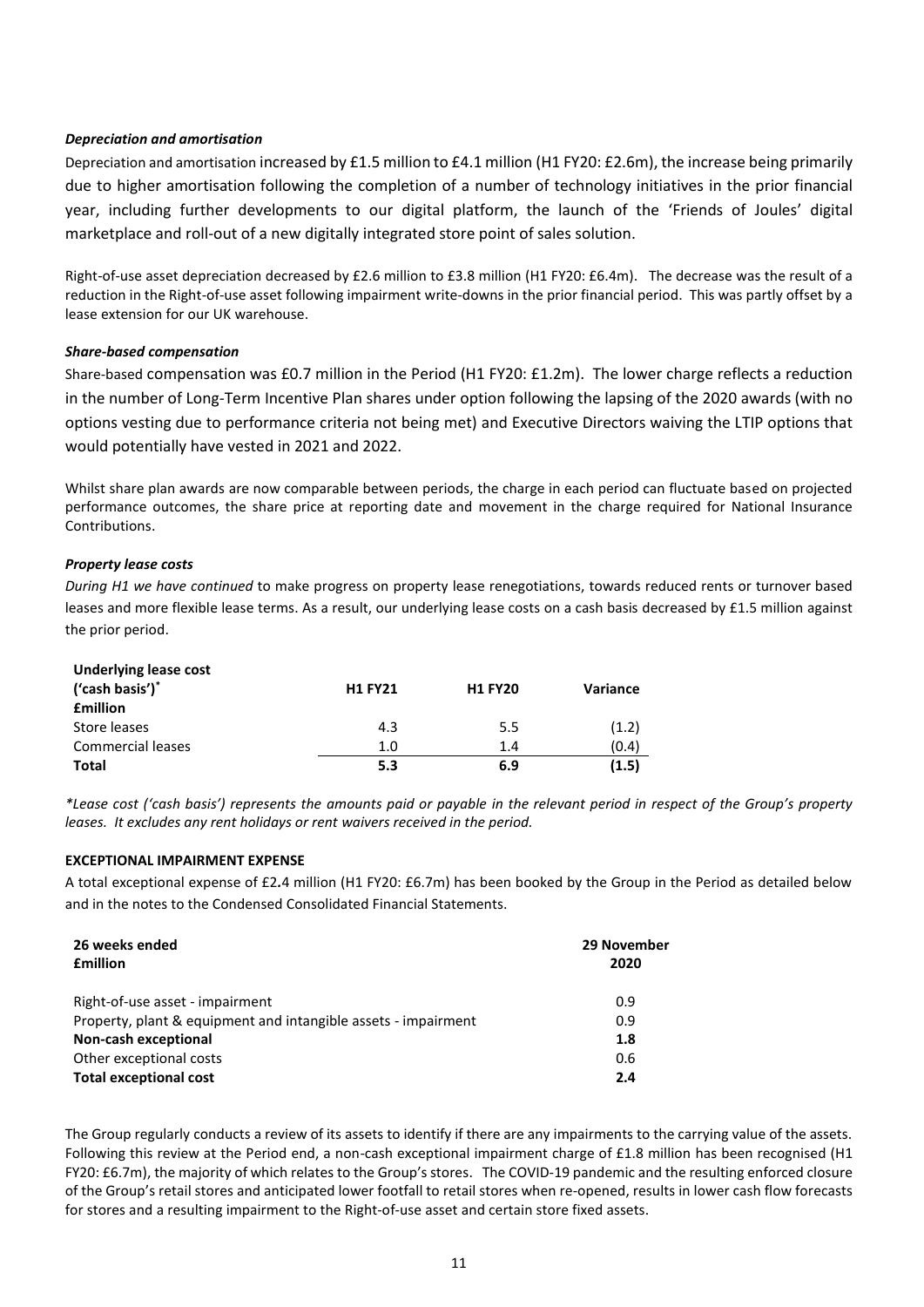***Depreciation and amortisation***

Depreciation and amortisation increased by £1.5 million to £4.1 million (H1 FY20: £2.6m), the increase being primarily due to higher amortisation following the completion of a number of technology initiatives in the prior financial year, including further developments to our digital platform, the launch of the 'Friends of Joules' digital marketplace and roll-out of a new digitally integrated store point of sales solution.

Right-of-use asset depreciation decreased by £2.6 million to £3.8 million (H1 FY20: £6.4m). The decrease was the result of a reduction in the Right-of-use asset following impairment write-downs in the prior financial period. This was partly offset by a lease extension for our UK warehouse.

***Share-based compensation***

Share-based compensation was £0.7 million in the Period (H1 FY20: £1.2m). The lower charge reflects a reduction in the number of Long-Term Incentive Plan shares under option following the lapsing of the 2020 awards (with no options vesting due to performance criteria not being met) and Executive Directors waiving the LTIP options that would potentially have vested in 2021 and 2022.

Whilst share plan awards are now comparable between periods, the charge in each period can fluctuate based on projected performance outcomes, the share price at reporting date and movement in the charge required for National Insurance Contributions.

***Property lease costs***

*During H1 we have continued* to make progress on property lease renegotiations, towards reduced rents or turnover based leases and more flexible lease terms. As a result, our underlying lease costs on a cash basis decreased by £1.5 million against the prior period.

| **Underlying lease cost ('cash basis')\* £million** | **H1 FY21** | **H1 FY20** | **Variance** |
|---|---|---|---|
| Store leases | 4.3 | 5.5 | (1.2) |
| Commercial leases | 1.0 | 1.4 | (0.4) |
| **Total** | **5.3** | **6.9** | **(1.5)** |

*\*Lease cost ('cash basis') represents the amounts paid or payable in the relevant period in respect of the Group's property leases. It excludes any rent holidays or rent waivers received in the period.*

**EXCEPTIONAL IMPAIRMENT EXPENSE**

A total exceptional expense of £2.4 million (H1 FY20: £6.7m) has been booked by the Group in the Period as detailed below and in the notes to the Condensed Consolidated Financial Statements.

| **26 weeks ended £million** | **29 November 2020** |
|---|---|
| Right-of-use asset - impairment | 0.9 |
| Property, plant & equipment and intangible assets - impairment | 0.9 |
| **Non-cash exceptional** | **1.8** |
| Other exceptional costs | 0.6 |
| **Total exceptional cost** | **2.4** |

The Group regularly conducts a review of its assets to identify if there are any impairments to the carrying value of the assets. Following this review at the Period end, a non-cash exceptional impairment charge of £1.8 million has been recognised (H1 FY20: £6.7m), the majority of which relates to the Group's stores. The COVID-19 pandemic and the resulting enforced closure of the Group's retail stores and anticipated lower footfall to retail stores when re-opened, results in lower cash flow forecasts for stores and a resulting impairment to the Right-of-use asset and certain store fixed assets.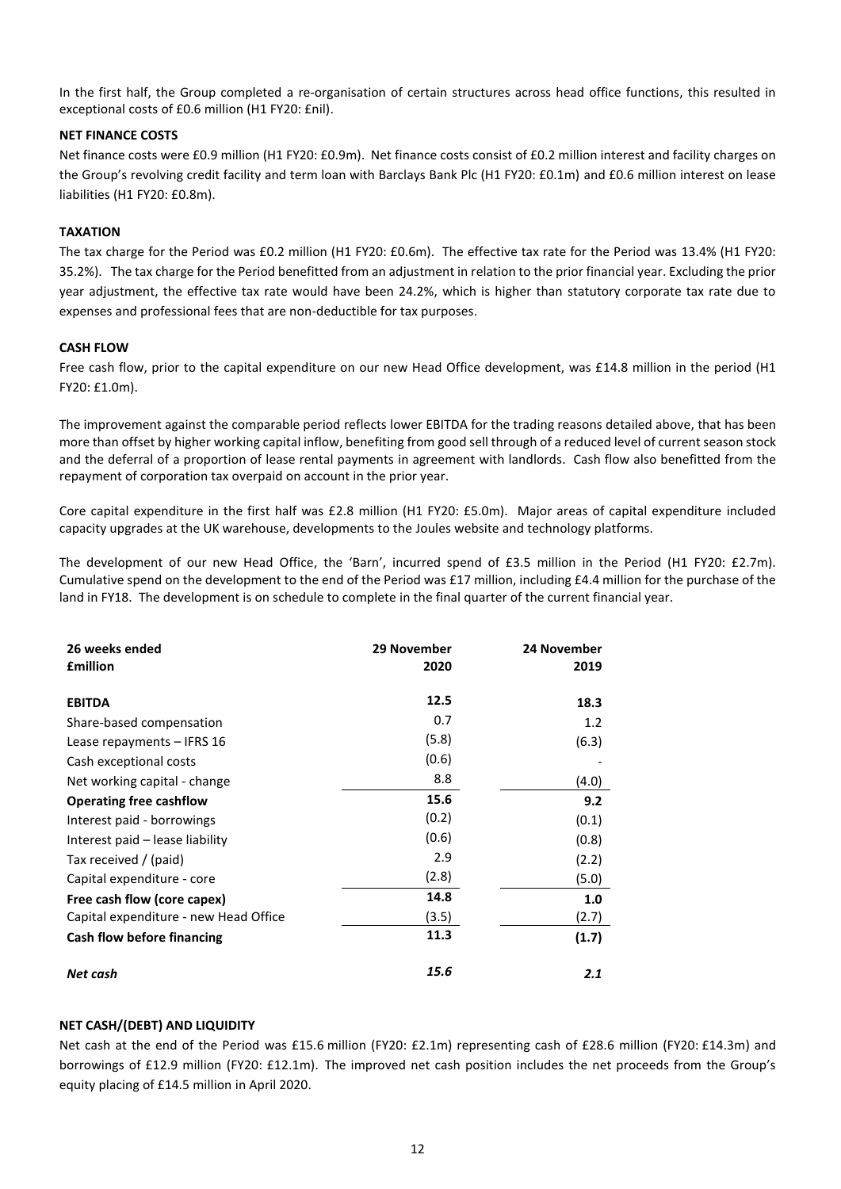In the first half, the Group completed a re-organisation of certain structures across head office functions, this resulted in exceptional costs of £0.6 million (H1 FY20: £nil).

**NET FINANCE COSTS**

Net finance costs were £0.9 million (H1 FY20: £0.9m). Net finance costs consist of £0.2 million interest and facility charges on the Group's revolving credit facility and term loan with Barclays Bank Plc (H1 FY20: £0.1m) and £0.6 million interest on lease liabilities (H1 FY20: £0.8m).

**TAXATION**

The tax charge for the Period was £0.2 million (H1 FY20: £0.6m). The effective tax rate for the Period was 13.4% (H1 FY20: 35.2%). The tax charge for the Period benefitted from an adjustment in relation to the prior financial year. Excluding the prior year adjustment, the effective tax rate would have been 24.2%, which is higher than statutory corporate tax rate due to expenses and professional fees that are non-deductible for tax purposes.

**CASH FLOW**

Free cash flow, prior to the capital expenditure on our new Head Office development, was £14.8 million in the period (H1 FY20: £1.0m).

The improvement against the comparable period reflects lower EBITDA for the trading reasons detailed above, that has been more than offset by higher working capital inflow, benefiting from good sell through of a reduced level of current season stock and the deferral of a proportion of lease rental payments in agreement with landlords. Cash flow also benefitted from the repayment of corporation tax overpaid on account in the prior year.

Core capital expenditure in the first half was £2.8 million (H1 FY20: £5.0m). Major areas of capital expenditure included capacity upgrades at the UK warehouse, developments to the Joules website and technology platforms.

The development of our new Head Office, the 'Barn', incurred spend of £3.5 million in the Period (H1 FY20: £2.7m). Cumulative spend on the development to the end of the Period was £17 million, including £4.4 million for the purchase of the land in FY18. The development is on schedule to complete in the final quarter of the current financial year.

| **26 weeks ended £million** | **29 November 2020** | **24 November 2019** |
|---|---|---|
| **EBITDA** | 12.5 | **18.3** |
| Share-based compensation | 0.7 | 1.2 |
| Lease repayments – IFRS 16 | (5.8) | (6.3) |
| Cash exceptional costs | (0.6) | - |
| Net working capital - change | 8.8 | (4.0) |
| **Operating free cashflow** | 15.6 | **9.2** |
| Interest paid - borrowings | (0.2) | (0.1) |
| Interest paid – lease liability | (0.6) | (0.8) |
| Tax received / (paid) | 2.9 | (2.2) |
| Capital expenditure - core | (2.8) | (5.0) |
| **Free cash flow (core capex)** | 14.8 | **1.0** |
| Capital expenditure - new Head Office | (3.5) | (2.7) |
| **Cash flow before financing** | 11.3 | **(1.7)** |
| ***Net cash*** | *15.6* | ***2.1*** |

**NET CASH/(DEBT) AND LIQUIDITY**

Net cash at the end of the Period was £15.6 million (FY20: £2.1m) representing cash of £28.6 million (FY20: £14.3m) and borrowings of £12.9 million (FY20: £12.1m). The improved net cash position includes the net proceeds from the Group's equity placing of £14.5 million in April 2020.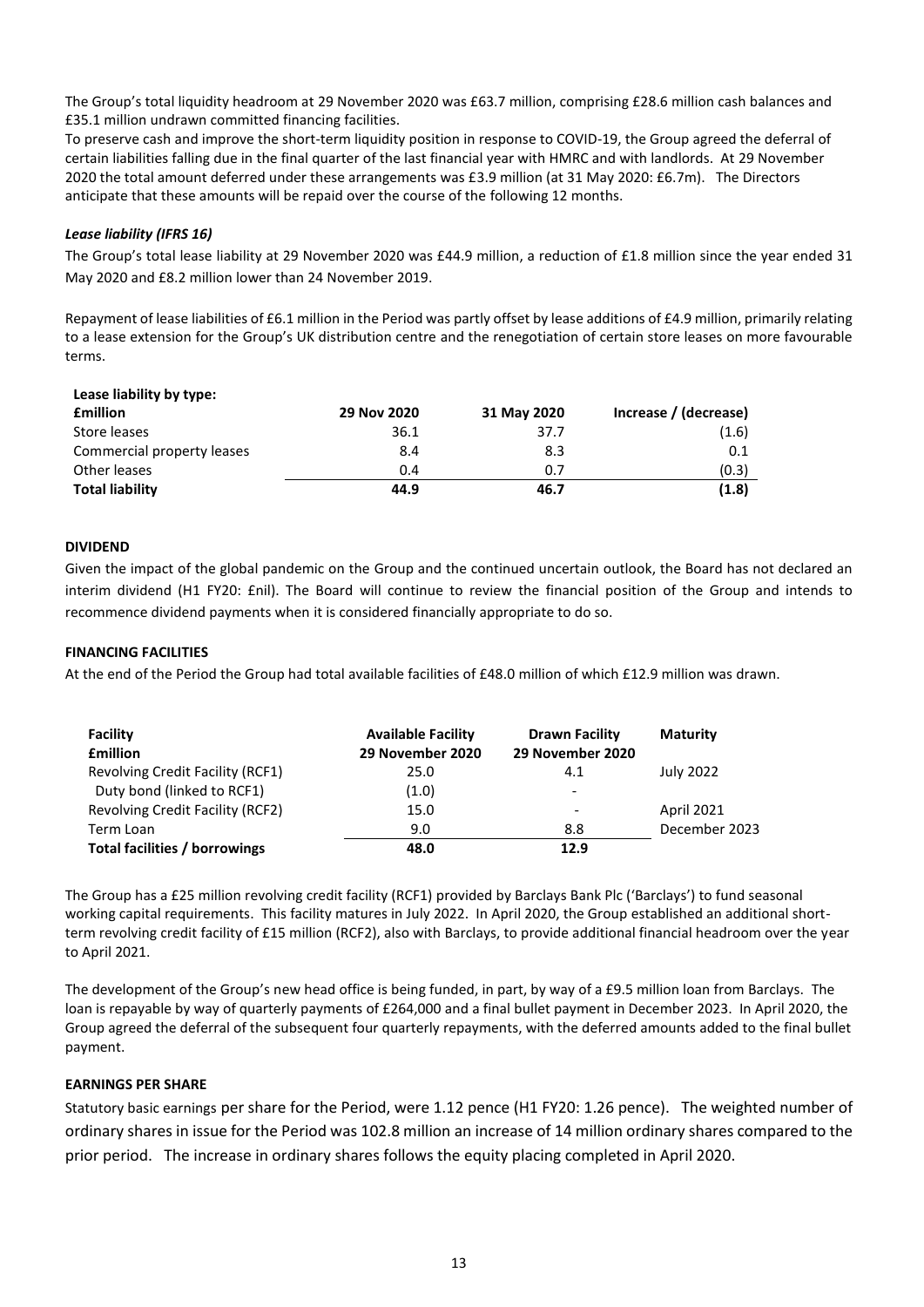The Group's total liquidity headroom at 29 November 2020 was £63.7 million, comprising £28.6 million cash balances and £35.1 million undrawn committed financing facilities.

To preserve cash and improve the short-term liquidity position in response to COVID-19, the Group agreed the deferral of certain liabilities falling due in the final quarter of the last financial year with HMRC and with landlords. At 29 November 2020 the total amount deferred under these arrangements was £3.9 million (at 31 May 2020: £6.7m). The Directors anticipate that these amounts will be repaid over the course of the following 12 months.

***Lease liability (IFRS 16)***

The Group's total lease liability at 29 November 2020 was £44.9 million, a reduction of £1.8 million since the year ended 31 May 2020 and £8.2 million lower than 24 November 2019.

Repayment of lease liabilities of £6.1 million in the Period was partly offset by lease additions of £4.9 million, primarily relating to a lease extension for the Group's UK distribution centre and the renegotiation of certain store leases on more favourable terms.

| **Lease liability by type:** <br> **£million** | **29 Nov 2020** | **31 May 2020** | **Increase / (decrease)** |
|---|---|---|---|
| Store leases | 36.1 | 37.7 | (1.6) |
| Commercial property leases | 8.4 | 8.3 | 0.1 |
| Other leases | 0.4 | 0.7 | (0.3) |
| **Total liability** | **44.9** | **46.7** | **(1.8)** |

**DIVIDEND**

Given the impact of the global pandemic on the Group and the continued uncertain outlook, the Board has not declared an interim dividend (H1 FY20: £nil). The Board will continue to review the financial position of the Group and intends to recommence dividend payments when it is considered financially appropriate to do so.

**FINANCING FACILITIES**

At the end of the Period the Group had total available facilities of £48.0 million of which £12.9 million was drawn.

| **Facility** <br> **£million** | **Available Facility** <br> **29 November 2020** | **Drawn Facility** <br> **29 November 2020** | **Maturity** |
|---|---|---|---|
| Revolving Credit Facility (RCF1) | 25.0 | 4.1 | July 2022 |
| Duty bond (linked to RCF1) | (1.0) | - | |
| Revolving Credit Facility (RCF2) | 15.0 | - | April 2021 |
| Term Loan | 9.0 | 8.8 | December 2023 |
| **Total facilities / borrowings** | **48.0** | **12.9** | |

The Group has a £25 million revolving credit facility (RCF1) provided by Barclays Bank Plc ('Barclays') to fund seasonal working capital requirements. This facility matures in July 2022. In April 2020, the Group established an additional short-term revolving credit facility of £15 million (RCF2), also with Barclays, to provide additional financial headroom over the year to April 2021.

The development of the Group's new head office is being funded, in part, by way of a £9.5 million loan from Barclays. The loan is repayable by way of quarterly payments of £264,000 and a final bullet payment in December 2023. In April 2020, the Group agreed the deferral of the subsequent four quarterly repayments, with the deferred amounts added to the final bullet payment.

**EARNINGS PER SHARE**

Statutory basic earnings per share for the Period, were 1.12 pence (H1 FY20: 1.26 pence). The weighted number of ordinary shares in issue for the Period was 102.8 million an increase of 14 million ordinary shares compared to the prior period. The increase in ordinary shares follows the equity placing completed in April 2020.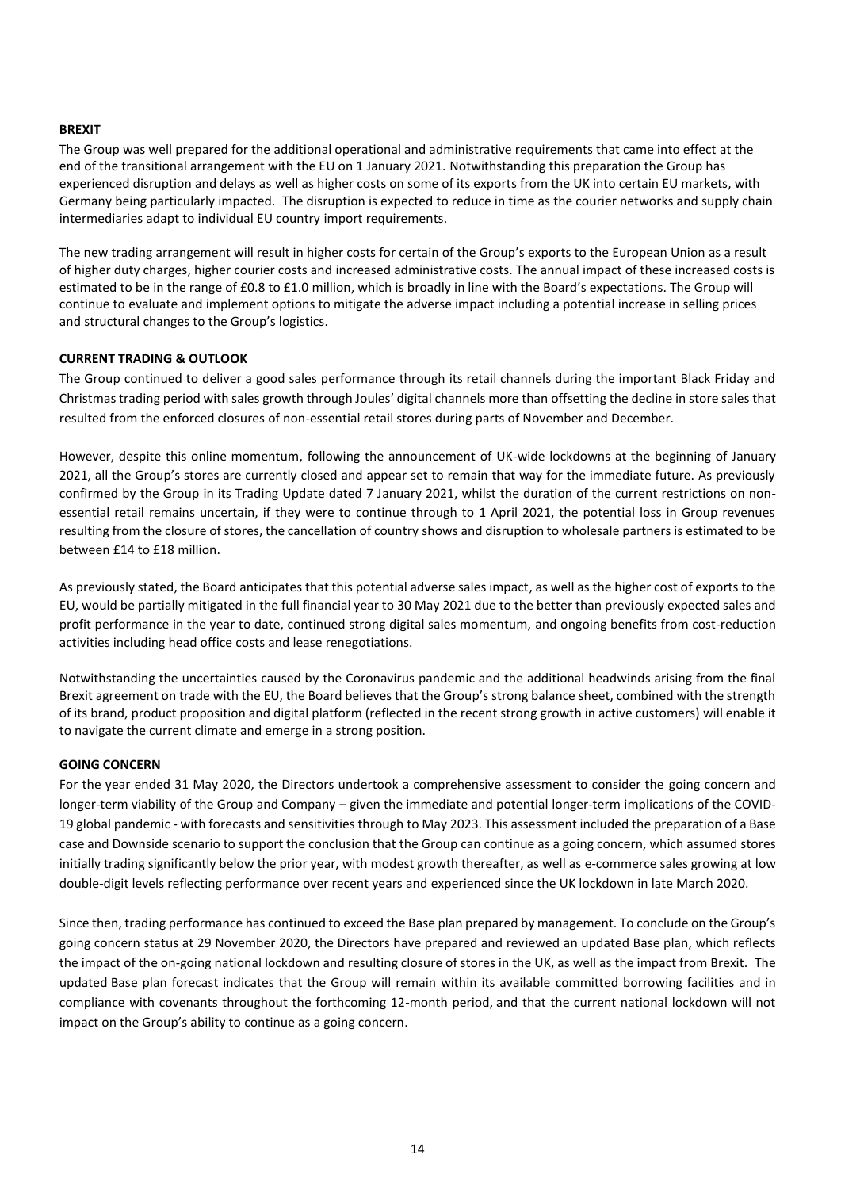**BREXIT**

The Group was well prepared for the additional operational and administrative requirements that came into effect at the end of the transitional arrangement with the EU on 1 January 2021. Notwithstanding this preparation the Group has experienced disruption and delays as well as higher costs on some of its exports from the UK into certain EU markets, with Germany being particularly impacted. The disruption is expected to reduce in time as the courier networks and supply chain intermediaries adapt to individual EU country import requirements.

The new trading arrangement will result in higher costs for certain of the Group's exports to the European Union as a result of higher duty charges, higher courier costs and increased administrative costs. The annual impact of these increased costs is estimated to be in the range of £0.8 to £1.0 million, which is broadly in line with the Board's expectations. The Group will continue to evaluate and implement options to mitigate the adverse impact including a potential increase in selling prices and structural changes to the Group's logistics.

**CURRENT TRADING & OUTLOOK**

The Group continued to deliver a good sales performance through its retail channels during the important Black Friday and Christmas trading period with sales growth through Joules' digital channels more than offsetting the decline in store sales that resulted from the enforced closures of non-essential retail stores during parts of November and December.

However, despite this online momentum, following the announcement of UK-wide lockdowns at the beginning of January 2021, all the Group's stores are currently closed and appear set to remain that way for the immediate future. As previously confirmed by the Group in its Trading Update dated 7 January 2021, whilst the duration of the current restrictions on non-essential retail remains uncertain, if they were to continue through to 1 April 2021, the potential loss in Group revenues resulting from the closure of stores, the cancellation of country shows and disruption to wholesale partners is estimated to be between £14 to £18 million.

As previously stated, the Board anticipates that this potential adverse sales impact, as well as the higher cost of exports to the EU, would be partially mitigated in the full financial year to 30 May 2021 due to the better than previously expected sales and profit performance in the year to date, continued strong digital sales momentum, and ongoing benefits from cost-reduction activities including head office costs and lease renegotiations.

Notwithstanding the uncertainties caused by the Coronavirus pandemic and the additional headwinds arising from the final Brexit agreement on trade with the EU, the Board believes that the Group's strong balance sheet, combined with the strength of its brand, product proposition and digital platform (reflected in the recent strong growth in active customers) will enable it to navigate the current climate and emerge in a strong position.

**GOING CONCERN**

For the year ended 31 May 2020, the Directors undertook a comprehensive assessment to consider the going concern and longer-term viability of the Group and Company – given the immediate and potential longer-term implications of the COVID-19 global pandemic - with forecasts and sensitivities through to May 2023. This assessment included the preparation of a Base case and Downside scenario to support the conclusion that the Group can continue as a going concern, which assumed stores initially trading significantly below the prior year, with modest growth thereafter, as well as e-commerce sales growing at low double-digit levels reflecting performance over recent years and experienced since the UK lockdown in late March 2020.

Since then, trading performance has continued to exceed the Base plan prepared by management. To conclude on the Group's going concern status at 29 November 2020, the Directors have prepared and reviewed an updated Base plan, which reflects the impact of the on-going national lockdown and resulting closure of stores in the UK, as well as the impact from Brexit. The updated Base plan forecast indicates that the Group will remain within its available committed borrowing facilities and in compliance with covenants throughout the forthcoming 12-month period, and that the current national lockdown will not impact on the Group's ability to continue as a going concern.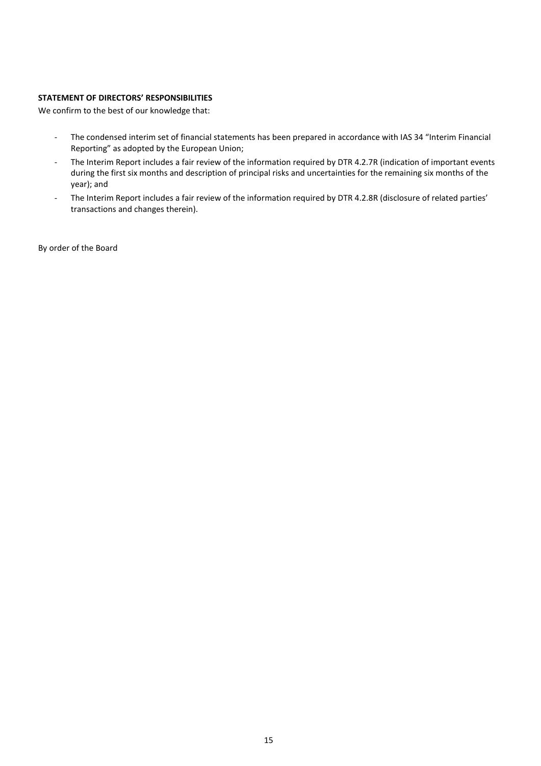**STATEMENT OF DIRECTORS' RESPONSIBILITIES**

We confirm to the best of our knowledge that:

- The condensed interim set of financial statements has been prepared in accordance with IAS 34 "Interim Financial Reporting" as adopted by the European Union;
- The Interim Report includes a fair review of the information required by DTR 4.2.7R (indication of important events during the first six months and description of principal risks and uncertainties for the remaining six months of the year); and
- The Interim Report includes a fair review of the information required by DTR 4.2.8R (disclosure of related parties' transactions and changes therein).

By order of the Board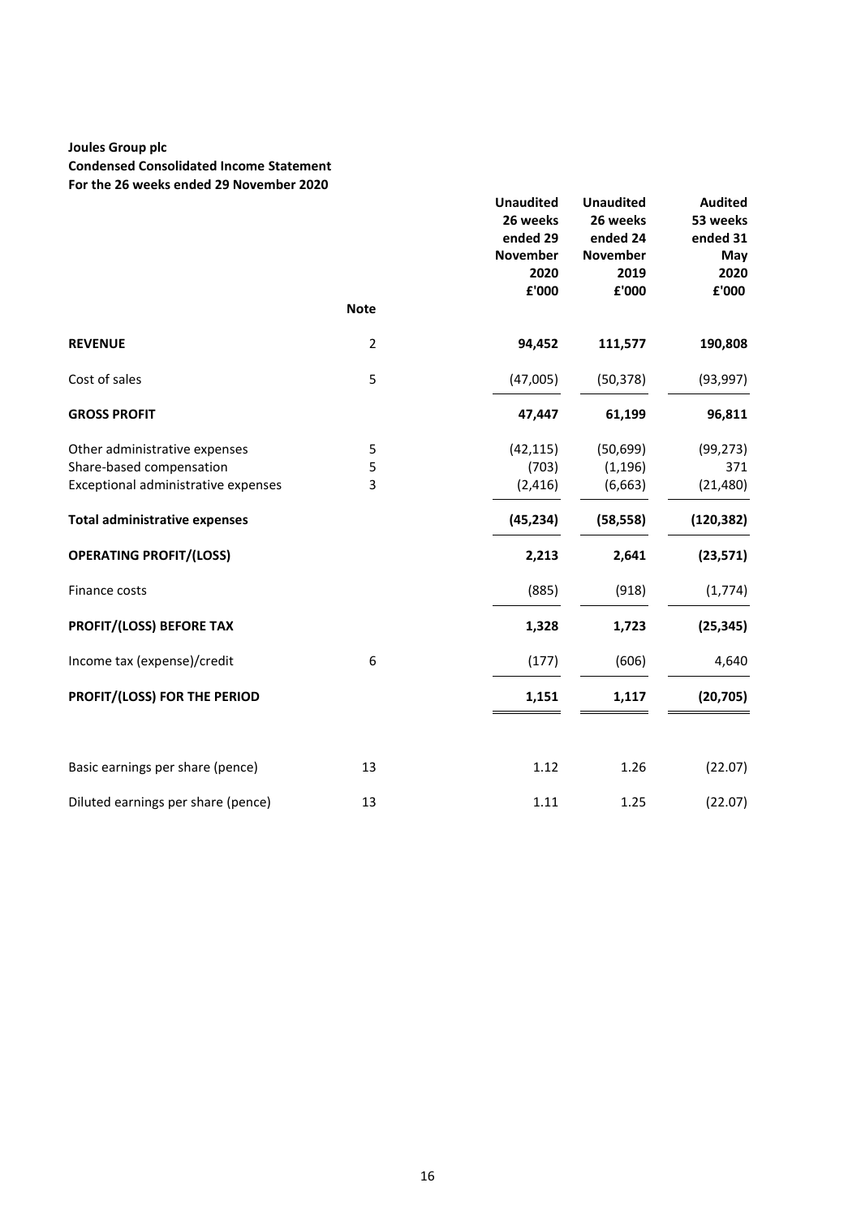**Joules Group plc**
**Condensed Consolidated Income Statement**
**For the 26 weeks ended 29 November 2020**

| | Note | Unaudited 26 weeks ended 29 November 2020 £'000 | Unaudited 26 weeks ended 24 November 2019 £'000 | Audited 53 weeks ended 31 May 2020 £'000 |
|---|---|---|---|---|
| **REVENUE** | 2 | **94,452** | **111,577** | **190,808** |
| Cost of sales | 5 | (47,005) | (50,378) | (93,997) |
| **GROSS PROFIT** | | **47,447** | **61,199** | **96,811** |
| Other administrative expenses | 5 | (42,115) | (50,699) | (99,273) |
| Share-based compensation | 5 | (703) | (1,196) | 371 |
| Exceptional administrative expenses | 3 | (2,416) | (6,663) | (21,480) |
| **Total administrative expenses** | | **(45,234)** | **(58,558)** | **(120,382)** |
| **OPERATING PROFIT/(LOSS)** | | **2,213** | **2,641** | **(23,571)** |
| Finance costs | | (885) | (918) | (1,774) |
| **PROFIT/(LOSS) BEFORE TAX** | | **1,328** | **1,723** | **(25,345)** |
| Income tax (expense)/credit | 6 | (177) | (606) | 4,640 |
| **PROFIT/(LOSS) FOR THE PERIOD** | | **1,151** | **1,117** | **(20,705)** |
| Basic earnings per share (pence) | 13 | 1.12 | 1.26 | (22.07) |
| Diluted earnings per share (pence) | 13 | 1.11 | 1.25 | (22.07) |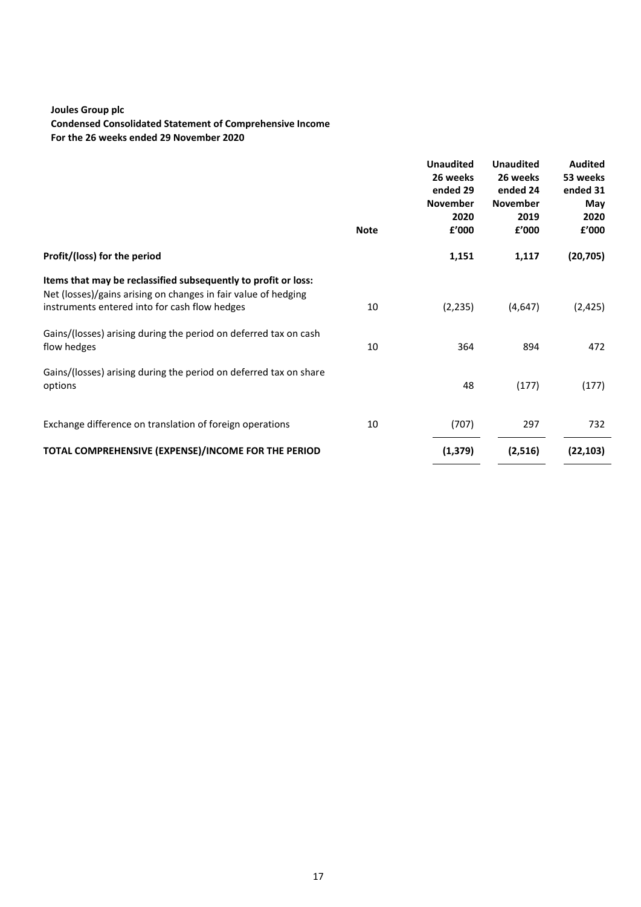**Joules Group plc**
**Condensed Consolidated Statement of Comprehensive Income**
**For the 26 weeks ended 29 November 2020**

| | Note | Unaudited 26 weeks ended 29 November 2020 £'000 | Unaudited 26 weeks ended 24 November 2019 £'000 | Audited 53 weeks ended 31 May 2020 £'000 |
|---|---|---|---|---|
| **Profit/(loss) for the period** | | **1,151** | **1,117** | **(20,705)** |
| **Items that may be reclassified subsequently to profit or loss:** | | | | |
| Net (losses)/gains arising on changes in fair value of hedging instruments entered into for cash flow hedges | 10 | (2,235) | (4,647) | (2,425) |
| Gains/(losses) arising during the period on deferred tax on cash flow hedges | 10 | 364 | 894 | 472 |
| Gains/(losses) arising during the period on deferred tax on share options | | 48 | (177) | (177) |
| Exchange difference on translation of foreign operations | 10 | (707) | 297 | 732 |
| **TOTAL COMPREHENSIVE (EXPENSE)/INCOME FOR THE PERIOD** | | **(1,379)** | **(2,516)** | **(22,103)** |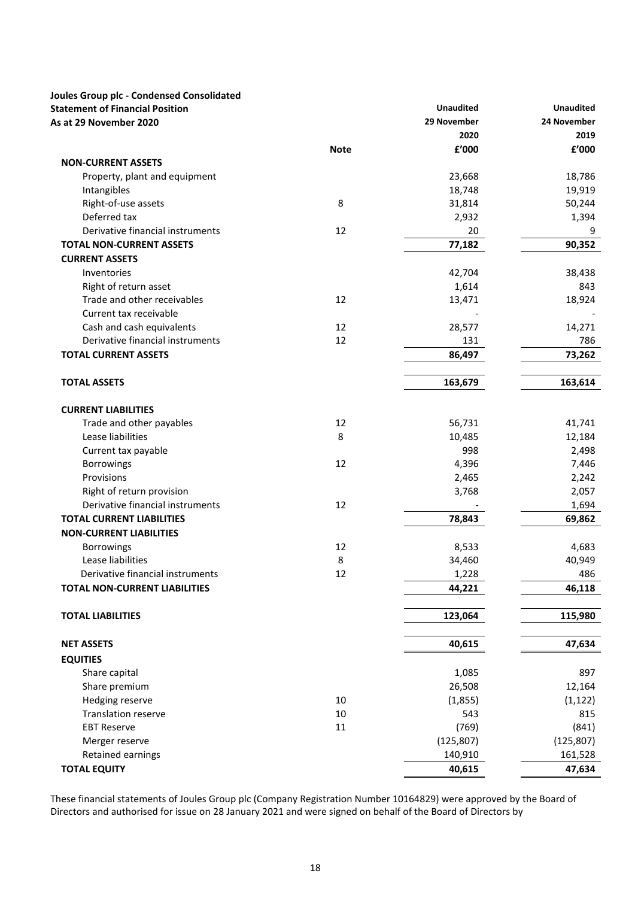**Joules Group plc - Condensed Consolidated Statement of Financial Position As at 29 November 2020**

| | Note | Unaudited 29 November 2020 £'000 | Unaudited 24 November 2019 £'000 |
|---|---|---|---|
| **NON-CURRENT ASSETS** | | | |
| Property, plant and equipment | | 23,668 | 18,786 |
| Intangibles | | 18,748 | 19,919 |
| Right-of-use assets | 8 | 31,814 | 50,244 |
| Deferred tax | | 2,932 | 1,394 |
| Derivative financial instruments | 12 | 20 | 9 |
| **TOTAL NON-CURRENT ASSETS** | | **77,182** | **90,352** |
| **CURRENT ASSETS** | | | |
| Inventories | | 42,704 | 38,438 |
| Right of return asset | | 1,614 | 843 |
| Trade and other receivables | 12 | 13,471 | 18,924 |
| Current tax receivable | | - | - |
| Cash and cash equivalents | 12 | 28,577 | 14,271 |
| Derivative financial instruments | 12 | 131 | 786 |
| **TOTAL CURRENT ASSETS** | | **86,497** | **73,262** |
| **TOTAL ASSETS** | | **163,679** | **163,614** |
| **CURRENT LIABILITIES** | | | |
| Trade and other payables | 12 | 56,731 | 41,741 |
| Lease liabilities | 8 | 10,485 | 12,184 |
| Current tax payable | | 998 | 2,498 |
| Borrowings | 12 | 4,396 | 7,446 |
| Provisions | | 2,465 | 2,242 |
| Right of return provision | | 3,768 | 2,057 |
| Derivative financial instruments | 12 | - | 1,694 |
| **TOTAL CURRENT LIABILITIES** | | **78,843** | **69,862** |
| **NON-CURRENT LIABILITIES** | | | |
| Borrowings | 12 | 8,533 | 4,683 |
| Lease liabilities | 8 | 34,460 | 40,949 |
| Derivative financial instruments | 12 | 1,228 | 486 |
| **TOTAL NON-CURRENT LIABILITIES** | | **44,221** | **46,118** |
| **TOTAL LIABILITIES** | | **123,064** | **115,980** |
| **NET ASSETS** | | **40,615** | **47,634** |
| **EQUITIES** | | | |
| Share capital | | 1,085 | 897 |
| Share premium | | 26,508 | 12,164 |
| Hedging reserve | 10 | (1,855) | (1,122) |
| Translation reserve | 10 | 543 | 815 |
| EBT Reserve | 11 | (769) | (841) |
| Merger reserve | | (125,807) | (125,807) |
| Retained earnings | | 140,910 | 161,528 |
| **TOTAL EQUITY** | | **40,615** | **47,634** |

These financial statements of Joules Group plc (Company Registration Number 10164829) were approved by the Board of Directors and authorised for issue on 28 January 2021 and were signed on behalf of the Board of Directors by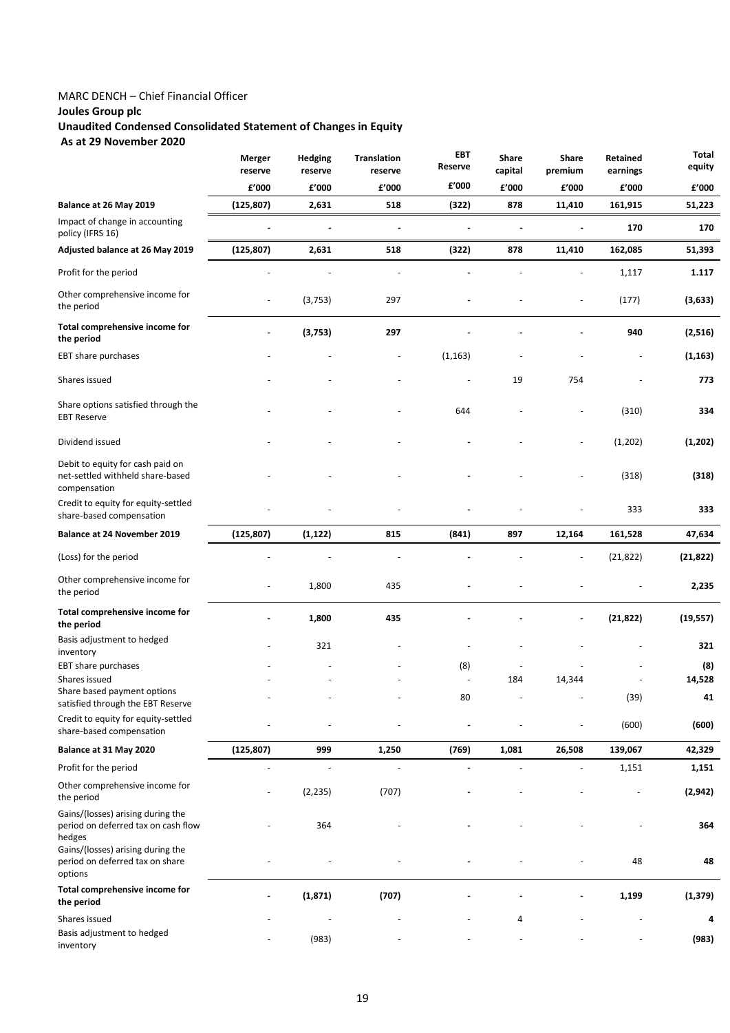MARC DENCH – Chief Financial Officer

**Joules Group plc**

**Unaudited Condensed Consolidated Statement of Changes in Equity**

**As at 29 November 2020**

| | Merger reserve | Hedging reserve | Translation reserve | EBT Reserve | Share capital | Share premium | Retained earnings | Total equity |
|---|---|---|---|---|---|---|---|---|
| | £'000 | £'000 | £'000 | £'000 | £'000 | £'000 | £'000 | £'000 |
| **Balance at 26 May 2019** | **(125,807)** | **2,631** | **518** | **(322)** | **878** | **11,410** | **161,915** | **51,223** |
| Impact of change in accounting policy (IFRS 16) | **-** | **-** | **-** | **-** | **-** | **-** | **170** | **170** |
| **Adjusted balance at 26 May 2019** | **(125,807)** | **2,631** | **518** | **(322)** | **878** | **11,410** | **162,085** | **51,393** |
| Profit for the period | - | - | - | **-** | - | - | 1,117 | **1.117** |
| Other comprehensive income for the period | - | (3,753) | 297 | **-** | - | - | (177) | **(3,633)** |
| **Total comprehensive income for the period** | **-** | **(3,753)** | **297** | **-** | **-** | **-** | **940** | **(2,516)** |
| EBT share purchases | - | - | - | (1,163) | - | - | - | **(1,163)** |
| Shares issued | - | - | - | - | 19 | 754 | - | **773** |
| Share options satisfied through the EBT Reserve | - | - | - | 644 | - | - | (310) | **334** |
| Dividend issued | - | - | - | **-** | - | - | (1,202) | **(1,202)** |
| Debit to equity for cash paid on net-settled withheld share-based compensation | - | - | - | **-** | - | - | (318) | **(318)** |
| Credit to equity for equity-settled share-based compensation | - | - | - | **-** | - | - | 333 | **333** |
| **Balance at 24 November 2019** | **(125,807)** | **(1,122)** | **815** | **(841)** | **897** | **12,164** | **161,528** | **47,634** |
| (Loss) for the period | - | - | - | **-** | - | - | (21,822) | **(21,822)** |
| Other comprehensive income for the period | - | 1,800 | 435 | **-** | - | - | - | **2,235** |
| **Total comprehensive income for the period** | **-** | **1,800** | **435** | **-** | **-** | **-** | **(21,822)** | **(19,557)** |
| Basis adjustment to hedged inventory | - | 321 | - | - | - | - | - | **321** |
| EBT share purchases | - | - | - | (8) | - | - | - | **(8)** |
| Shares issued | - | - | - | - | 184 | 14,344 | - | **14,528** |
| Share based payment options satisfied through the EBT Reserve | - | - | - | 80 | - | - | (39) | **41** |
| Credit to equity for equity-settled share-based compensation | - | - | - | **-** | - | - | (600) | **(600)** |
| **Balance at 31 May 2020** | **(125,807)** | **999** | **1,250** | **(769)** | **1,081** | **26,508** | **139,067** | **42,329** |
| Profit for the period | - | - | - | **-** | - | - | 1,151 | **1,151** |
| Other comprehensive income for the period | - | (2,235) | (707) | **-** | - | - | - | **(2,942)** |
| Gains/(losses) arising during the period on deferred tax on cash flow hedges | - | 364 | - | **-** | - | - | - | **364** |
| Gains/(losses) arising during the period on deferred tax on share options | - | - | - | **-** | - | - | 48 | **48** |
| **Total comprehensive income for the period** | **-** | **(1,871)** | **(707)** | **-** | **-** | **-** | **1,199** | **(1,379)** |
| Shares issued | - | - | - | - | 4 | - | - | **4** |
| Basis adjustment to hedged inventory | - | (983) | - | - | - | - | - | **(983)** |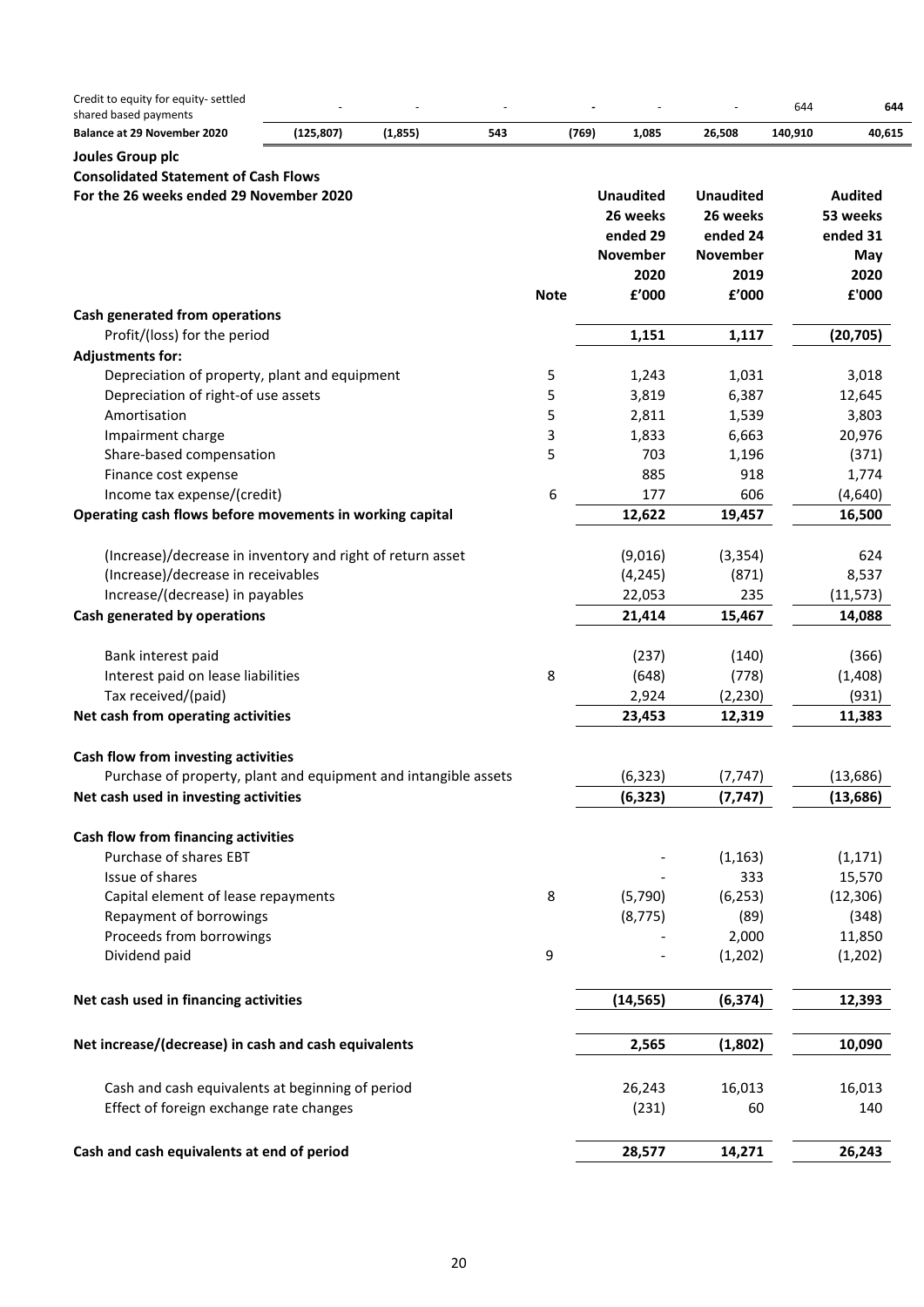| | | | | | | | | |
|---|---|---|---|---|---|---|---|---|
| Credit to equity for equity- settled shared based payments | - | - | - | - | - | - | 644 | **644** |
| **Balance at 29 November 2020** | **(125,807)** | **(1,855)** | **543** | **(769)** | **1,085** | **26,508** | **140,910** | **40,615** |

**Joules Group plc**

**Consolidated Statement of Cash Flows**

**For the 26 weeks ended 29 November 2020**

| | Note | Unaudited 26 weeks ended 29 November 2020 £'000 | Unaudited 26 weeks ended 24 November 2019 £'000 | Audited 53 weeks ended 31 May 2020 £'000 |
|---|---|---|---|---|
| **Cash generated from operations** | | | | |
| Profit/(loss) for the period | | **1,151** | **1,117** | **(20,705)** |
| **Adjustments for:** | | | | |
| Depreciation of property, plant and equipment | 5 | 1,243 | 1,031 | 3,018 |
| Depreciation of right-of use assets | 5 | 3,819 | 6,387 | 12,645 |
| Amortisation | 5 | 2,811 | 1,539 | 3,803 |
| Impairment charge | 3 | 1,833 | 6,663 | 20,976 |
| Share-based compensation | 5 | 703 | 1,196 | (371) |
| Finance cost expense | | 885 | 918 | 1,774 |
| Income tax expense/(credit) | 6 | 177 | 606 | (4,640) |
| **Operating cash flows before movements in working capital** | | **12,622** | **19,457** | **16,500** |
| (Increase)/decrease in inventory and right of return asset | | (9,016) | (3,354) | 624 |
| (Increase)/decrease in receivables | | (4,245) | (871) | 8,537 |
| Increase/(decrease) in payables | | 22,053 | 235 | (11,573) |
| **Cash generated by operations** | | **21,414** | **15,467** | **14,088** |
| Bank interest paid | | (237) | (140) | (366) |
| Interest paid on lease liabilities | 8 | (648) | (778) | (1,408) |
| Tax received/(paid) | | 2,924 | (2,230) | (931) |
| **Net cash from operating activities** | | **23,453** | **12,319** | **11,383** |
| **Cash flow from investing activities** | | | | |
| Purchase of property, plant and equipment and intangible assets | | (6,323) | (7,747) | (13,686) |
| **Net cash used in investing activities** | | **(6,323)** | **(7,747)** | **(13,686)** |
| **Cash flow from financing activities** | | | | |
| Purchase of shares EBT | | - | (1,163) | (1,171) |
| Issue of shares | | - | 333 | 15,570 |
| Capital element of lease repayments | 8 | (5,790) | (6,253) | (12,306) |
| Repayment of borrowings | | (8,775) | (89) | (348) |
| Proceeds from borrowings | | - | 2,000 | 11,850 |
| Dividend paid | 9 | - | (1,202) | (1,202) |
| **Net cash used in financing activities** | | **(14,565)** | **(6,374)** | **12,393** |
| **Net increase/(decrease) in cash and cash equivalents** | | **2,565** | **(1,802)** | **10,090** |
| Cash and cash equivalents at beginning of period | | 26,243 | 16,013 | 16,013 |
| Effect of foreign exchange rate changes | | (231) | 60 | 140 |
| **Cash and cash equivalents at end of period** | | **28,577** | **14,271** | **26,243** |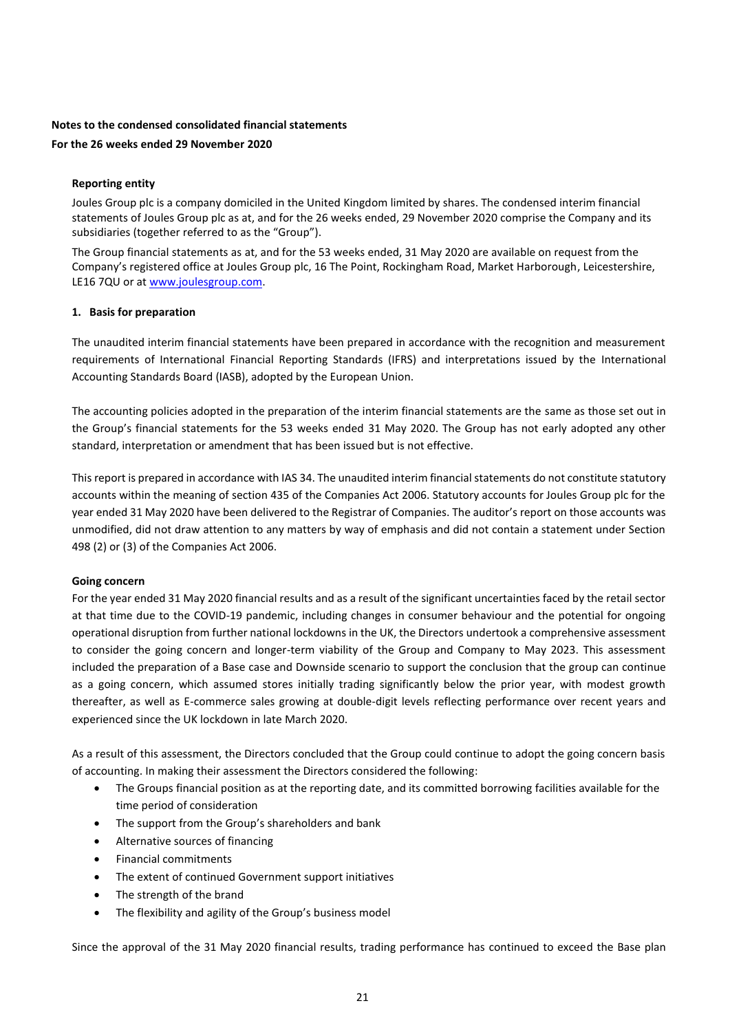**Notes to the condensed consolidated financial statements**

**For the 26 weeks ended 29 November 2020**

**Reporting entity**

Joules Group plc is a company domiciled in the United Kingdom limited by shares. The condensed interim financial statements of Joules Group plc as at, and for the 26 weeks ended, 29 November 2020 comprise the Company and its subsidiaries (together referred to as the "Group").

The Group financial statements as at, and for the 53 weeks ended, 31 May 2020 are available on request from the Company's registered office at Joules Group plc, 16 The Point, Rockingham Road, Market Harborough, Leicestershire, LE16 7QU or at [www.joulesgroup.com](www.joulesgroup.com).

**1. Basis for preparation**

The unaudited interim financial statements have been prepared in accordance with the recognition and measurement requirements of International Financial Reporting Standards (IFRS) and interpretations issued by the International Accounting Standards Board (IASB), adopted by the European Union.

The accounting policies adopted in the preparation of the interim financial statements are the same as those set out in the Group's financial statements for the 53 weeks ended 31 May 2020. The Group has not early adopted any other standard, interpretation or amendment that has been issued but is not effective.

This report is prepared in accordance with IAS 34. The unaudited interim financial statements do not constitute statutory accounts within the meaning of section 435 of the Companies Act 2006. Statutory accounts for Joules Group plc for the year ended 31 May 2020 have been delivered to the Registrar of Companies. The auditor's report on those accounts was unmodified, did not draw attention to any matters by way of emphasis and did not contain a statement under Section 498 (2) or (3) of the Companies Act 2006.

**Going concern**

For the year ended 31 May 2020 financial results and as a result of the significant uncertainties faced by the retail sector at that time due to the COVID-19 pandemic, including changes in consumer behaviour and the potential for ongoing operational disruption from further national lockdowns in the UK, the Directors undertook a comprehensive assessment to consider the going concern and longer-term viability of the Group and Company to May 2023. This assessment included the preparation of a Base case and Downside scenario to support the conclusion that the group can continue as a going concern, which assumed stores initially trading significantly below the prior year, with modest growth thereafter, as well as E-commerce sales growing at double-digit levels reflecting performance over recent years and experienced since the UK lockdown in late March 2020.

As a result of this assessment, the Directors concluded that the Group could continue to adopt the going concern basis of accounting. In making their assessment the Directors considered the following:

- The Groups financial position as at the reporting date, and its committed borrowing facilities available for the time period of consideration
- The support from the Group's shareholders and bank
- Alternative sources of financing
- Financial commitments
- The extent of continued Government support initiatives
- The strength of the brand
- The flexibility and agility of the Group's business model

Since the approval of the 31 May 2020 financial results, trading performance has continued to exceed the Base plan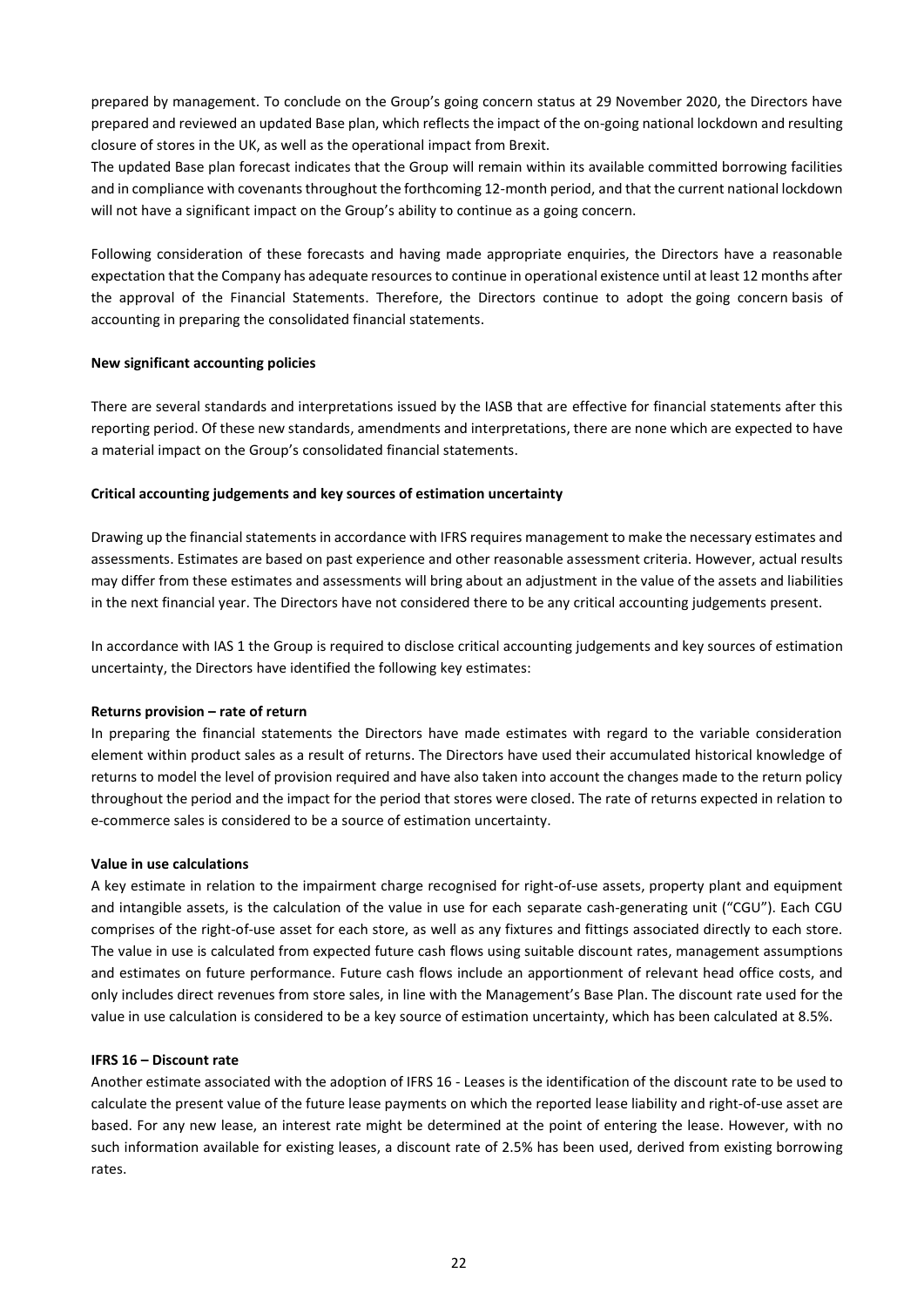prepared by management. To conclude on the Group's going concern status at 29 November 2020, the Directors have prepared and reviewed an updated Base plan, which reflects the impact of the on-going national lockdown and resulting closure of stores in the UK, as well as the operational impact from Brexit.
The updated Base plan forecast indicates that the Group will remain within its available committed borrowing facilities and in compliance with covenants throughout the forthcoming 12-month period, and that the current national lockdown will not have a significant impact on the Group's ability to continue as a going concern.

Following consideration of these forecasts and having made appropriate enquiries, the Directors have a reasonable expectation that the Company has adequate resources to continue in operational existence until at least 12 months after the approval of the Financial Statements. Therefore, the Directors continue to adopt the going concern basis of accounting in preparing the consolidated financial statements.

**New significant accounting policies**

There are several standards and interpretations issued by the IASB that are effective for financial statements after this reporting period. Of these new standards, amendments and interpretations, there are none which are expected to have a material impact on the Group's consolidated financial statements.

**Critical accounting judgements and key sources of estimation uncertainty**

Drawing up the financial statements in accordance with IFRS requires management to make the necessary estimates and assessments. Estimates are based on past experience and other reasonable assessment criteria. However, actual results may differ from these estimates and assessments will bring about an adjustment in the value of the assets and liabilities in the next financial year. The Directors have not considered there to be any critical accounting judgements present.

In accordance with IAS 1 the Group is required to disclose critical accounting judgements and key sources of estimation uncertainty, the Directors have identified the following key estimates:

**Returns provision – rate of return**

In preparing the financial statements the Directors have made estimates with regard to the variable consideration element within product sales as a result of returns. The Directors have used their accumulated historical knowledge of returns to model the level of provision required and have also taken into account the changes made to the return policy throughout the period and the impact for the period that stores were closed. The rate of returns expected in relation to e-commerce sales is considered to be a source of estimation uncertainty.

**Value in use calculations**

A key estimate in relation to the impairment charge recognised for right-of-use assets, property plant and equipment and intangible assets, is the calculation of the value in use for each separate cash-generating unit ("CGU"). Each CGU comprises of the right-of-use asset for each store, as well as any fixtures and fittings associated directly to each store. The value in use is calculated from expected future cash flows using suitable discount rates, management assumptions and estimates on future performance. Future cash flows include an apportionment of relevant head office costs, and only includes direct revenues from store sales, in line with the Management's Base Plan. The discount rate used for the value in use calculation is considered to be a key source of estimation uncertainty, which has been calculated at 8.5%.

**IFRS 16 – Discount rate**

Another estimate associated with the adoption of IFRS 16 - Leases is the identification of the discount rate to be used to calculate the present value of the future lease payments on which the reported lease liability and right-of-use asset are based. For any new lease, an interest rate might be determined at the point of entering the lease. However, with no such information available for existing leases, a discount rate of 2.5% has been used, derived from existing borrowing rates.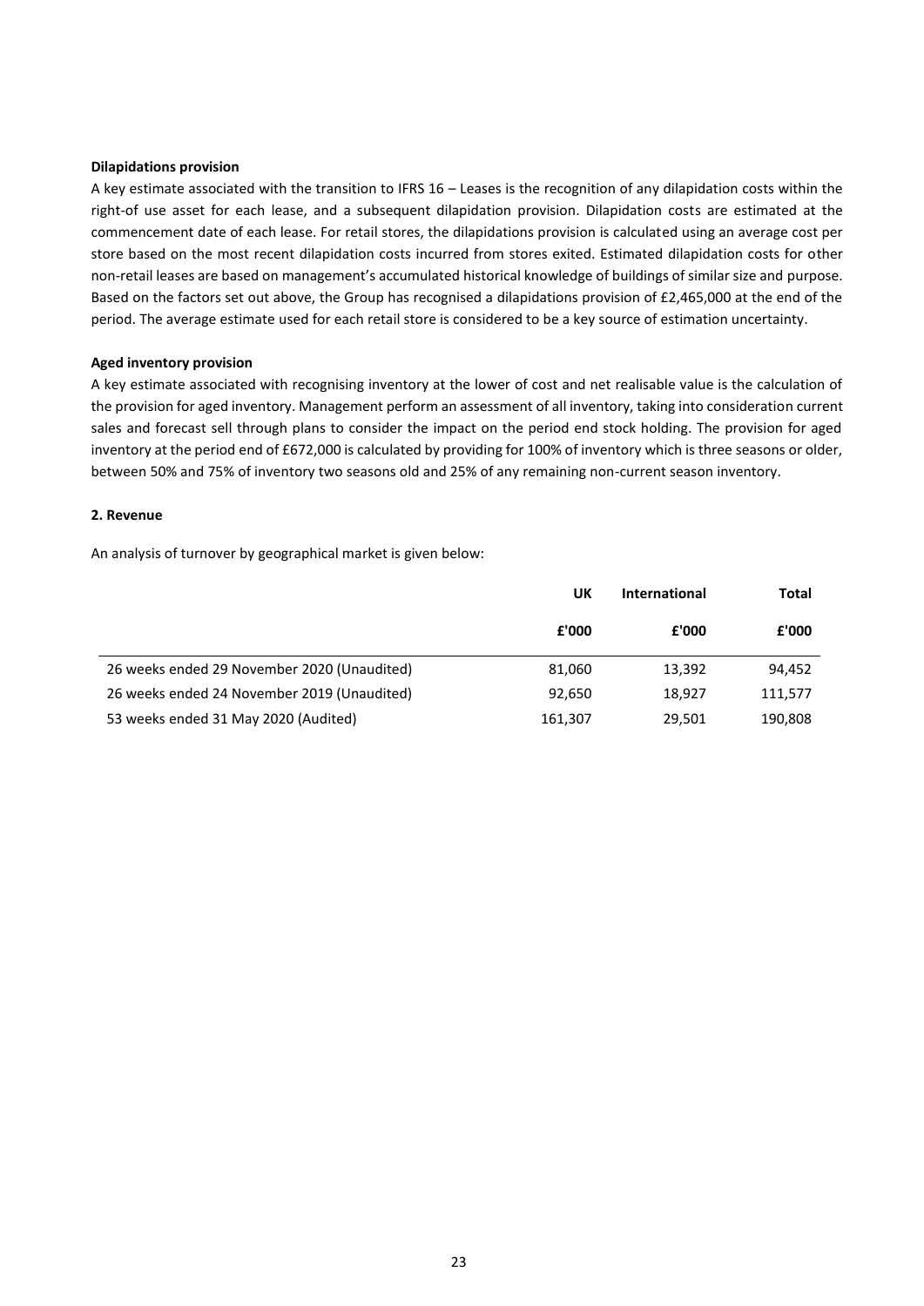**Dilapidations provision**

A key estimate associated with the transition to IFRS 16 – Leases is the recognition of any dilapidation costs within the right-of use asset for each lease, and a subsequent dilapidation provision. Dilapidation costs are estimated at the commencement date of each lease. For retail stores, the dilapidations provision is calculated using an average cost per store based on the most recent dilapidation costs incurred from stores exited. Estimated dilapidation costs for other non-retail leases are based on management's accumulated historical knowledge of buildings of similar size and purpose. Based on the factors set out above, the Group has recognised a dilapidations provision of £2,465,000 at the end of the period. The average estimate used for each retail store is considered to be a key source of estimation uncertainty.

**Aged inventory provision**

A key estimate associated with recognising inventory at the lower of cost and net realisable value is the calculation of the provision for aged inventory. Management perform an assessment of all inventory, taking into consideration current sales and forecast sell through plans to consider the impact on the period end stock holding. The provision for aged inventory at the period end of £672,000 is calculated by providing for 100% of inventory which is three seasons or older, between 50% and 75% of inventory two seasons old and 25% of any remaining non-current season inventory.

**2. Revenue**

An analysis of turnover by geographical market is given below:

| | UK | International | Total |
|---|---|---|---|
| | £'000 | £'000 | £'000 |
| 26 weeks ended 29 November 2020 (Unaudited) | 81,060 | 13,392 | 94,452 |
| 26 weeks ended 24 November 2019 (Unaudited) | 92,650 | 18,927 | 111,577 |
| 53 weeks ended 31 May 2020 (Audited) | 161,307 | 29,501 | 190,808 |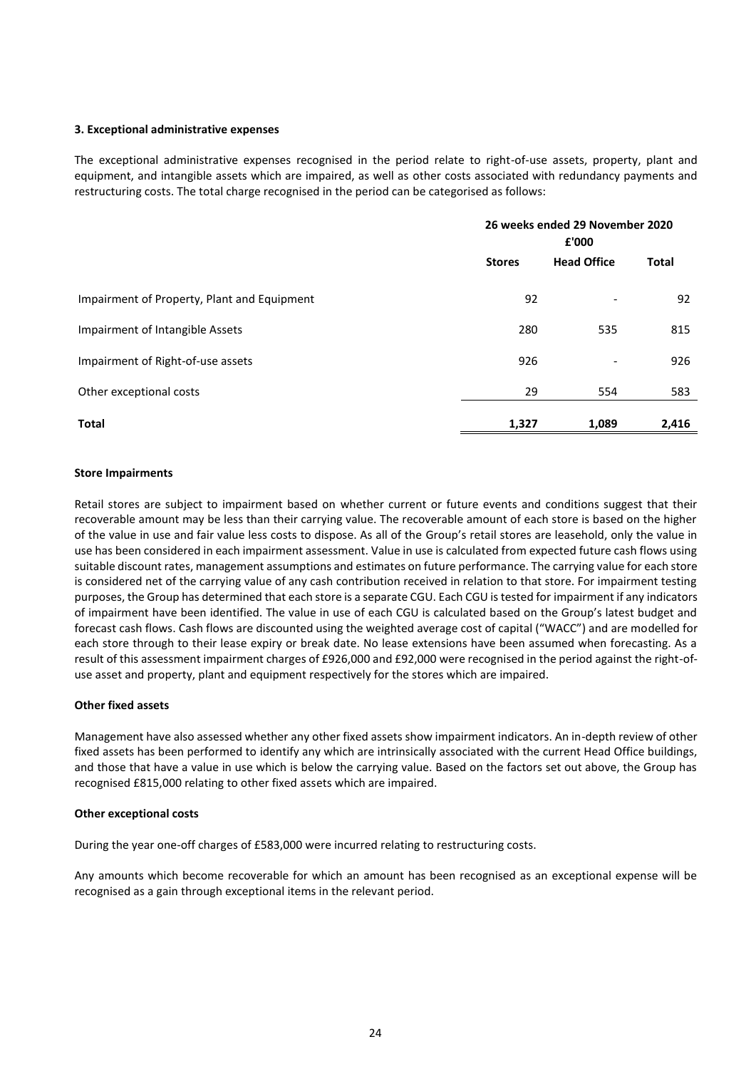### 3. Exceptional administrative expenses

The exceptional administrative expenses recognised in the period relate to right-of-use assets, property, plant and equipment, and intangible assets which are impaired, as well as other costs associated with redundancy payments and restructuring costs. The total charge recognised in the period can be categorised as follows:

| | 26 weeks ended 29 November 2020 £'000 | | |
|---|---|---|---|
| | **Stores** | **Head Office** | **Total** |
| Impairment of Property, Plant and Equipment | 92 | - | 92 |
| Impairment of Intangible Assets | 280 | 535 | 815 |
| Impairment of Right-of-use assets | 926 | - | 926 |
| Other exceptional costs | 29 | 554 | 583 |
| **Total** | **1,327** | **1,089** | **2,416** |

**Store Impairments**

Retail stores are subject to impairment based on whether current or future events and conditions suggest that their recoverable amount may be less than their carrying value. The recoverable amount of each store is based on the higher of the value in use and fair value less costs to dispose. As all of the Group's retail stores are leasehold, only the value in use has been considered in each impairment assessment. Value in use is calculated from expected future cash flows using suitable discount rates, management assumptions and estimates on future performance. The carrying value for each store is considered net of the carrying value of any cash contribution received in relation to that store. For impairment testing purposes, the Group has determined that each store is a separate CGU. Each CGU is tested for impairment if any indicators of impairment have been identified. The value in use of each CGU is calculated based on the Group's latest budget and forecast cash flows. Cash flows are discounted using the weighted average cost of capital ("WACC") and are modelled for each store through to their lease expiry or break date. No lease extensions have been assumed when forecasting. As a result of this assessment impairment charges of £926,000 and £92,000 were recognised in the period against the right-of-use asset and property, plant and equipment respectively for the stores which are impaired.

**Other fixed assets**

Management have also assessed whether any other fixed assets show impairment indicators. An in-depth review of other fixed assets has been performed to identify any which are intrinsically associated with the current Head Office buildings, and those that have a value in use which is below the carrying value. Based on the factors set out above, the Group has recognised £815,000 relating to other fixed assets which are impaired.

**Other exceptional costs**

During the year one-off charges of £583,000 were incurred relating to restructuring costs.

Any amounts which become recoverable for which an amount has been recognised as an exceptional expense will be recognised as a gain through exceptional items in the relevant period.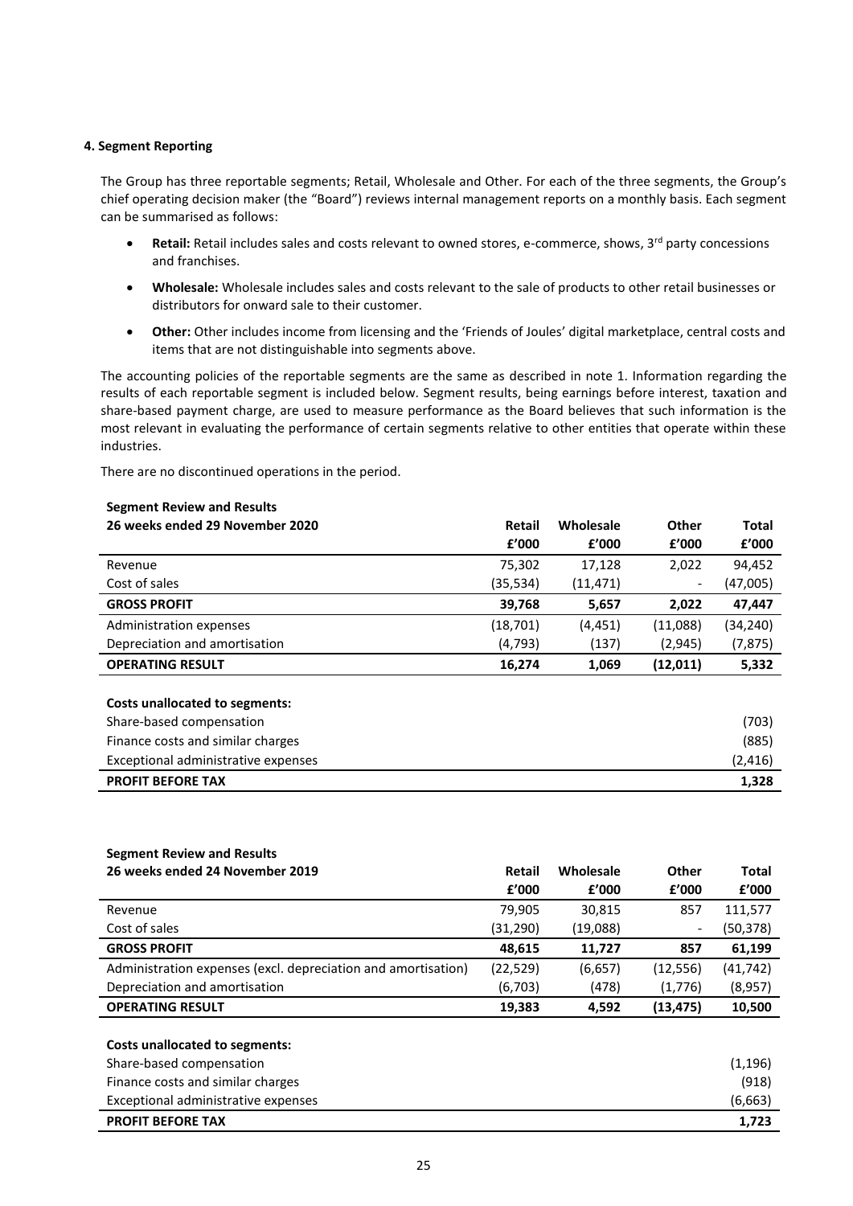### 4. Segment Reporting

The Group has three reportable segments; Retail, Wholesale and Other. For each of the three segments, the Group's chief operating decision maker (the "Board") reviews internal management reports on a monthly basis. Each segment can be summarised as follows:

- **Retail:** Retail includes sales and costs relevant to owned stores, e-commerce, shows, 3rd party concessions and franchises.
- **Wholesale:** Wholesale includes sales and costs relevant to the sale of products to other retail businesses or distributors for onward sale to their customer.
- **Other:** Other includes income from licensing and the 'Friends of Joules' digital marketplace, central costs and items that are not distinguishable into segments above.

The accounting policies of the reportable segments are the same as described in note 1. Information regarding the results of each reportable segment is included below. Segment results, being earnings before interest, taxation and share-based payment charge, are used to measure performance as the Board believes that such information is the most relevant in evaluating the performance of certain segments relative to other entities that operate within these industries.

There are no discontinued operations in the period.

**Segment Review and Results**

| 26 weeks ended 29 November 2020 | Retail £'000 | Wholesale £'000 | Other £'000 | Total £'000 |
|---|---|---|---|---|
| Revenue | 75,302 | 17,128 | 2,022 | 94,452 |
| Cost of sales | (35,534) | (11,471) | - | (47,005) |
| **GROSS PROFIT** | **39,768** | **5,657** | **2,022** | **47,447** |
| Administration expenses | (18,701) | (4,451) | (11,088) | (34,240) |
| Depreciation and amortisation | (4,793) | (137) | (2,945) | (7,875) |
| **OPERATING RESULT** | **16,274** | **1,069** | **(12,011)** | **5,332** |
| | | | | |
| **Costs unallocated to segments:** | | | | |
| Share-based compensation | | | | (703) |
| Finance costs and similar charges | | | | (885) |
| Exceptional administrative expenses | | | | (2,416) |
| **PROFIT BEFORE TAX** | | | | **1,328** |

**Segment Review and Results**

| 26 weeks ended 24 November 2019 | Retail £'000 | Wholesale £'000 | Other £'000 | Total £'000 |
|---|---|---|---|---|
| Revenue | 79,905 | 30,815 | 857 | 111,577 |
| Cost of sales | (31,290) | (19,088) | - | (50,378) |
| **GROSS PROFIT** | **48,615** | **11,727** | **857** | **61,199** |
| Administration expenses (excl. depreciation and amortisation) | (22,529) | (6,657) | (12,556) | (41,742) |
| Depreciation and amortisation | (6,703) | (478) | (1,776) | (8,957) |
| **OPERATING RESULT** | **19,383** | **4,592** | **(13,475)** | **10,500** |
| | | | | |
| **Costs unallocated to segments:** | | | | |
| Share-based compensation | | | | (1,196) |
| Finance costs and similar charges | | | | (918) |
| Exceptional administrative expenses | | | | (6,663) |
| **PROFIT BEFORE TAX** | | | | **1,723** |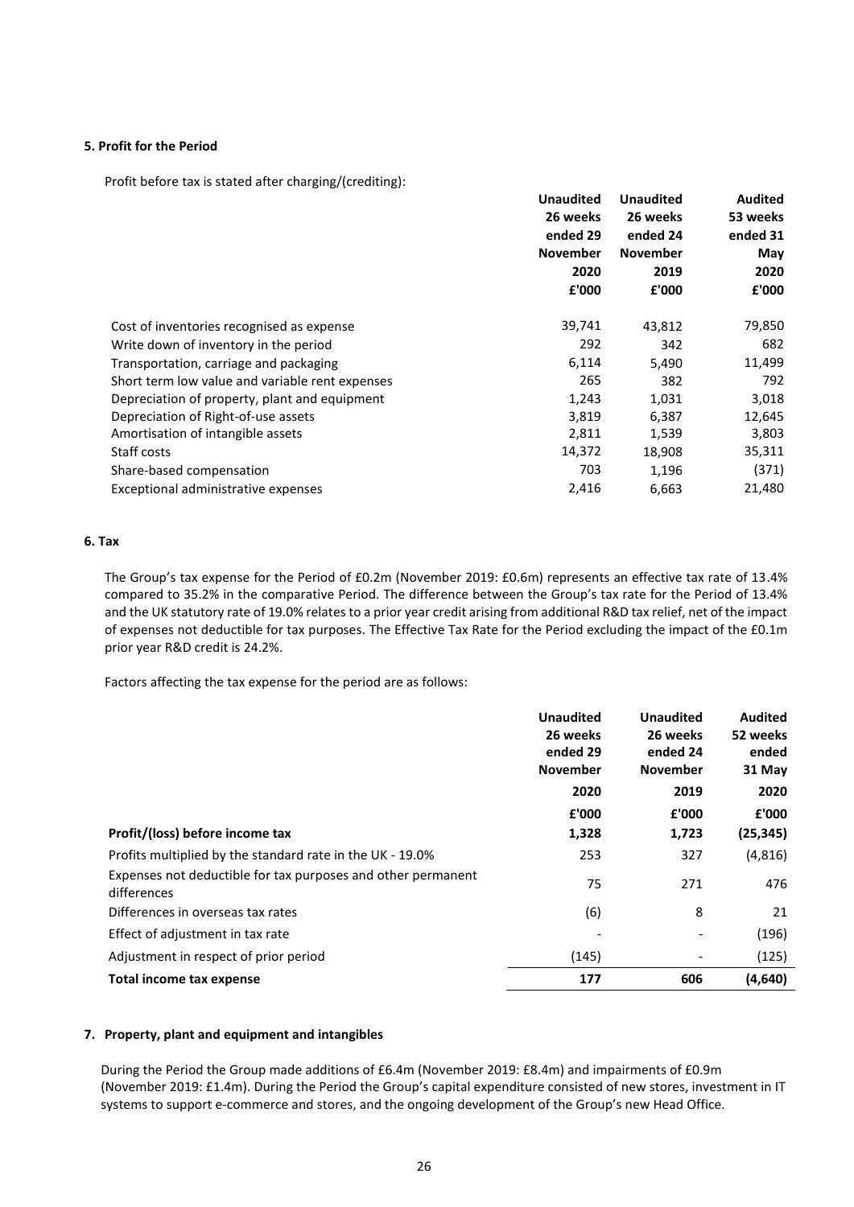### 5. Profit for the Period

Profit before tax is stated after charging/(crediting):

| | Unaudited 26 weeks ended 29 November 2020 £'000 | Unaudited 26 weeks ended 24 November 2019 £'000 | Audited 53 weeks ended 31 May 2020 £'000 |
|---|---|---|---|
| Cost of inventories recognised as expense | 39,741 | 43,812 | 79,850 |
| Write down of inventory in the period | 292 | 342 | 682 |
| Transportation, carriage and packaging | 6,114 | 5,490 | 11,499 |
| Short term low value and variable rent expenses | 265 | 382 | 792 |
| Depreciation of property, plant and equipment | 1,243 | 1,031 | 3,018 |
| Depreciation of Right-of-use assets | 3,819 | 6,387 | 12,645 |
| Amortisation of intangible assets | 2,811 | 1,539 | 3,803 |
| Staff costs | 14,372 | 18,908 | 35,311 |
| Share-based compensation | 703 | 1,196 | (371) |
| Exceptional administrative expenses | 2,416 | 6,663 | 21,480 |

### 6. Tax

The Group's tax expense for the Period of £0.2m (November 2019: £0.6m) represents an effective tax rate of 13.4% compared to 35.2% in the comparative Period. The difference between the Group's tax rate for the Period of 13.4% and the UK statutory rate of 19.0% relates to a prior year credit arising from additional R&D tax relief, net of the impact of expenses not deductible for tax purposes. The Effective Tax Rate for the Period excluding the impact of the £0.1m prior year R&D credit is 24.2%.

Factors affecting the tax expense for the period are as follows:

| | Unaudited 26 weeks ended 29 November 2020 £'000 | Unaudited 26 weeks ended 24 November 2019 £'000 | Audited 52 weeks ended 31 May 2020 £'000 |
|---|---|---|---|
| **Profit/(loss) before income tax** | **1,328** | **1,723** | **(25,345)** |
| Profits multiplied by the standard rate in the UK - 19.0% | 253 | 327 | (4,816) |
| Expenses not deductible for tax purposes and other permanent differences | 75 | 271 | 476 |
| Differences in overseas tax rates | (6) | 8 | 21 |
| Effect of adjustment in tax rate | - | - | (196) |
| Adjustment in respect of prior period | (145) | - | (125) |
| **Total income tax expense** | **177** | **606** | **(4,640)** |

### 7. Property, plant and equipment and intangibles

During the Period the Group made additions of £6.4m (November 2019: £8.4m) and impairments of £0.9m (November 2019: £1.4m). During the Period the Group's capital expenditure consisted of new stores, investment in IT systems to support e-commerce and stores, and the ongoing development of the Group's new Head Office.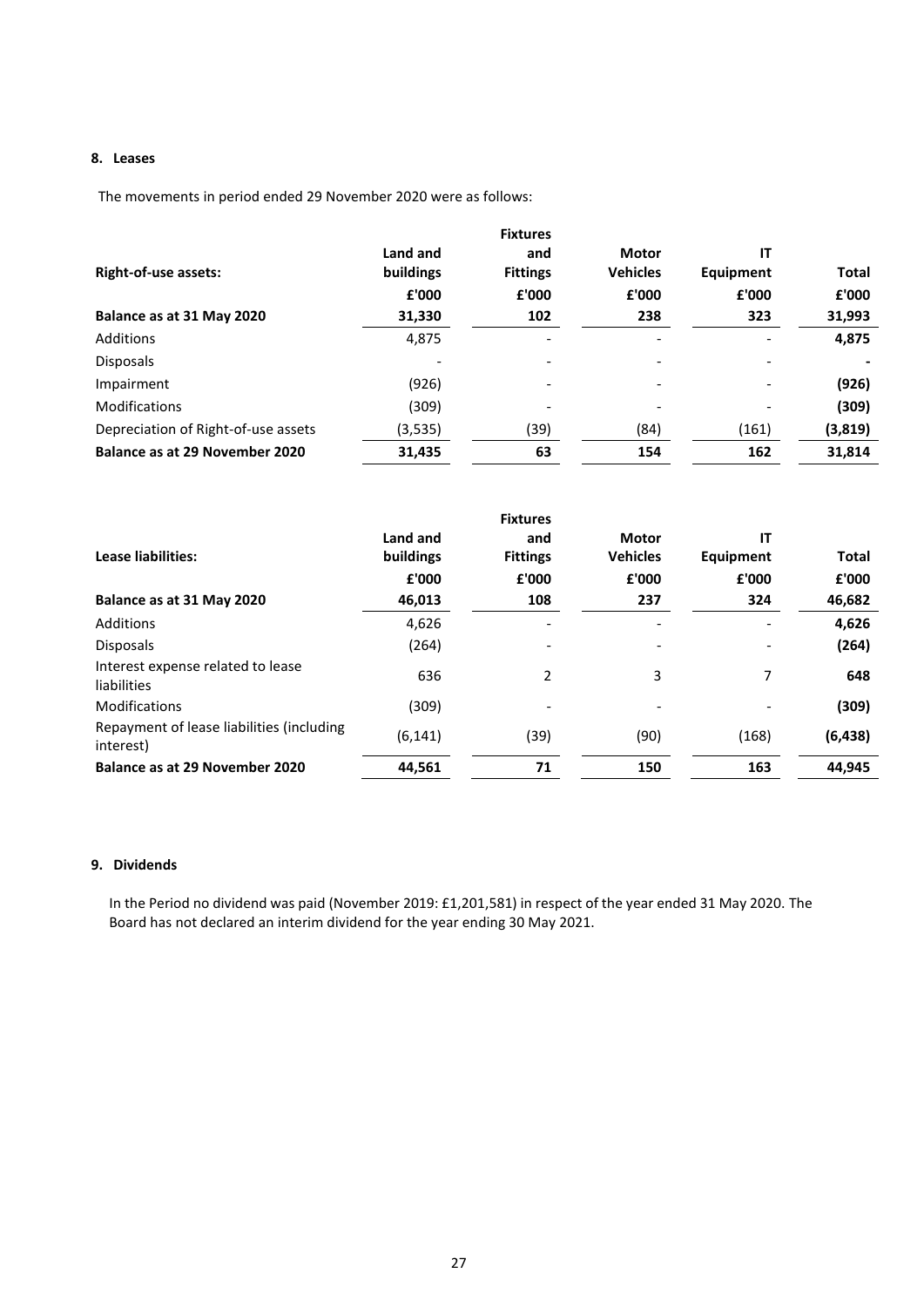## 8. Leases

The movements in period ended 29 November 2020 were as follows:

| Right-of-use assets: | Land and buildings | Fixtures and Fittings | Motor Vehicles | IT Equipment | Total |
|---|---|---|---|---|---|
| | £'000 | £'000 | £'000 | £'000 | £'000 |
| **Balance as at 31 May 2020** | **31,330** | **102** | **238** | **323** | **31,993** |
| Additions | 4,875 | - | - | - | **4,875** |
| Disposals | - | - | - | - | **-** |
| Impairment | (926) | - | - | - | **(926)** |
| Modifications | (309) | - | - | - | **(309)** |
| Depreciation of Right-of-use assets | (3,535) | (39) | (84) | (161) | **(3,819)** |
| **Balance as at 29 November 2020** | **31,435** | **63** | **154** | **162** | **31,814** |

| Lease liabilities: | Land and buildings | Fixtures and Fittings | Motor Vehicles | IT Equipment | Total |
|---|---|---|---|---|---|
| | £'000 | £'000 | £'000 | £'000 | £'000 |
| **Balance as at 31 May 2020** | **46,013** | **108** | **237** | **324** | **46,682** |
| Additions | 4,626 | - | - | - | **4,626** |
| Disposals | (264) | - | - | - | **(264)** |
| Interest expense related to lease liabilities | 636 | 2 | 3 | 7 | **648** |
| Modifications | (309) | - | - | - | **(309)** |
| Repayment of lease liabilities (including interest) | (6,141) | (39) | (90) | (168) | **(6,438)** |
| **Balance as at 29 November 2020** | **44,561** | **71** | **150** | **163** | **44,945** |

## 9. Dividends

In the Period no dividend was paid (November 2019: £1,201,581) in respect of the year ended 31 May 2020. The Board has not declared an interim dividend for the year ending 30 May 2021.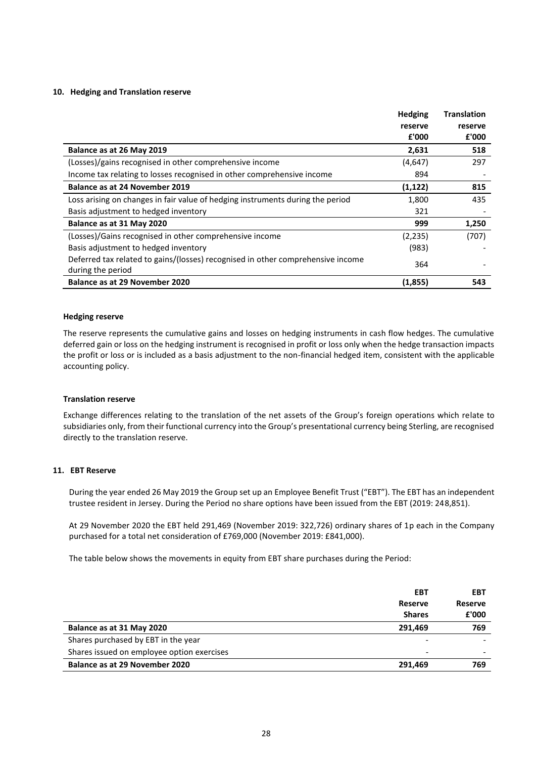## 10. Hedging and Translation reserve

| | Hedging reserve £'000 | Translation reserve £'000 |
|---|---|---|
| **Balance as at 26 May 2019** | **2,631** | **518** |
| (Losses)/gains recognised in other comprehensive income | (4,647) | 297 |
| Income tax relating to losses recognised in other comprehensive income | 894 | - |
| **Balance as at 24 November 2019** | **(1,122)** | **815** |
| Loss arising on changes in fair value of hedging instruments during the period | 1,800 | 435 |
| Basis adjustment to hedged inventory | 321 | - |
| **Balance as at 31 May 2020** | **999** | **1,250** |
| (Losses)/Gains recognised in other comprehensive income | (2,235) | (707) |
| Basis adjustment to hedged inventory | (983) | - |
| Deferred tax related to gains/(losses) recognised in other comprehensive income during the period | 364 | - |
| **Balance as at 29 November 2020** | **(1,855)** | **543** |

### Hedging reserve

The reserve represents the cumulative gains and losses on hedging instruments in cash flow hedges. The cumulative deferred gain or loss on the hedging instrument is recognised in profit or loss only when the hedge transaction impacts the profit or loss or is included as a basis adjustment to the non-financial hedged item, consistent with the applicable accounting policy.

### Translation reserve

Exchange differences relating to the translation of the net assets of the Group's foreign operations which relate to subsidiaries only, from their functional currency into the Group's presentational currency being Sterling, are recognised directly to the translation reserve.

## 11. EBT Reserve

During the year ended 26 May 2019 the Group set up an Employee Benefit Trust ("EBT"). The EBT has an independent trustee resident in Jersey. During the Period no share options have been issued from the EBT (2019: 248,851).

At 29 November 2020 the EBT held 291,469 (November 2019: 322,726) ordinary shares of 1p each in the Company purchased for a total net consideration of £769,000 (November 2019: £841,000).

The table below shows the movements in equity from EBT share purchases during the Period:

| | EBT Reserve Shares | EBT Reserve £'000 |
|---|---|---|
| **Balance as at 31 May 2020** | **291,469** | **769** |
| Shares purchased by EBT in the year | - | - |
| Shares issued on employee option exercises | - | - |
| **Balance as at 29 November 2020** | **291,469** | **769** |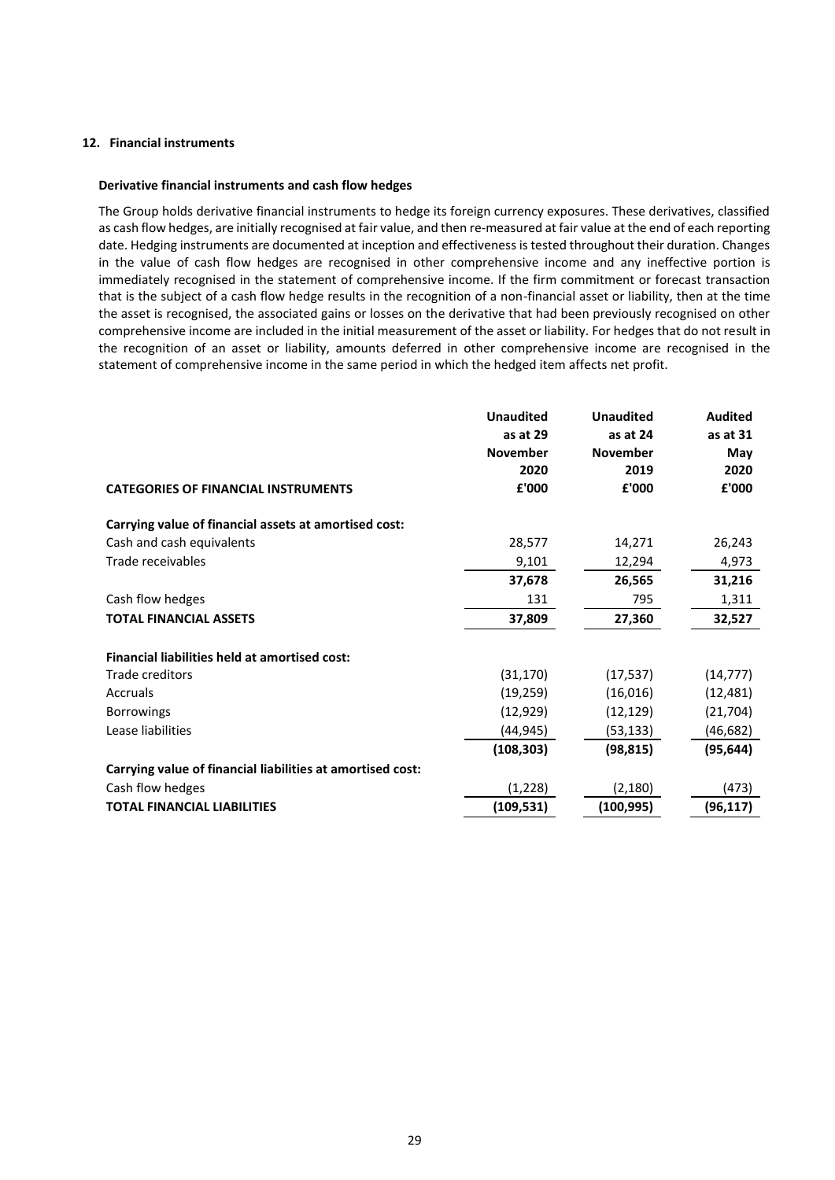### 12. Financial instruments

**Derivative financial instruments and cash flow hedges**

The Group holds derivative financial instruments to hedge its foreign currency exposures. These derivatives, classified as cash flow hedges, are initially recognised at fair value, and then re-measured at fair value at the end of each reporting date. Hedging instruments are documented at inception and effectiveness is tested throughout their duration. Changes in the value of cash flow hedges are recognised in other comprehensive income and any ineffective portion is immediately recognised in the statement of comprehensive income. If the firm commitment or forecast transaction that is the subject of a cash flow hedge results in the recognition of a non-financial asset or liability, then at the time the asset is recognised, the associated gains or losses on the derivative that had been previously recognised on other comprehensive income are included in the initial measurement of the asset or liability. For hedges that do not result in the recognition of an asset or liability, amounts deferred in other comprehensive income are recognised in the statement of comprehensive income in the same period in which the hedged item affects net profit.

| **CATEGORIES OF FINANCIAL INSTRUMENTS** | **Unaudited as at 29 November 2020 £'000** | **Unaudited as at 24 November 2019 £'000** | **Audited as at 31 May 2020 £'000** |
|---|---|---|---|
| **Carrying value of financial assets at amortised cost:** | | | |
| Cash and cash equivalents | 28,577 | 14,271 | 26,243 |
| Trade receivables | 9,101 | 12,294 | 4,973 |
| | **37,678** | **26,565** | **31,216** |
| Cash flow hedges | 131 | 795 | 1,311 |
| **TOTAL FINANCIAL ASSETS** | **37,809** | **27,360** | **32,527** |
| **Financial liabilities held at amortised cost:** | | | |
| Trade creditors | (31,170) | (17,537) | (14,777) |
| Accruals | (19,259) | (16,016) | (12,481) |
| Borrowings | (12,929) | (12,129) | (21,704) |
| Lease liabilities | (44,945) | (53,133) | (46,682) |
| | **(108,303)** | **(98,815)** | **(95,644)** |
| **Carrying value of financial liabilities at amortised cost:** | | | |
| Cash flow hedges | (1,228) | (2,180) | (473) |
| **TOTAL FINANCIAL LIABILITIES** | **(109,531)** | **(100,995)** | **(96,117)** |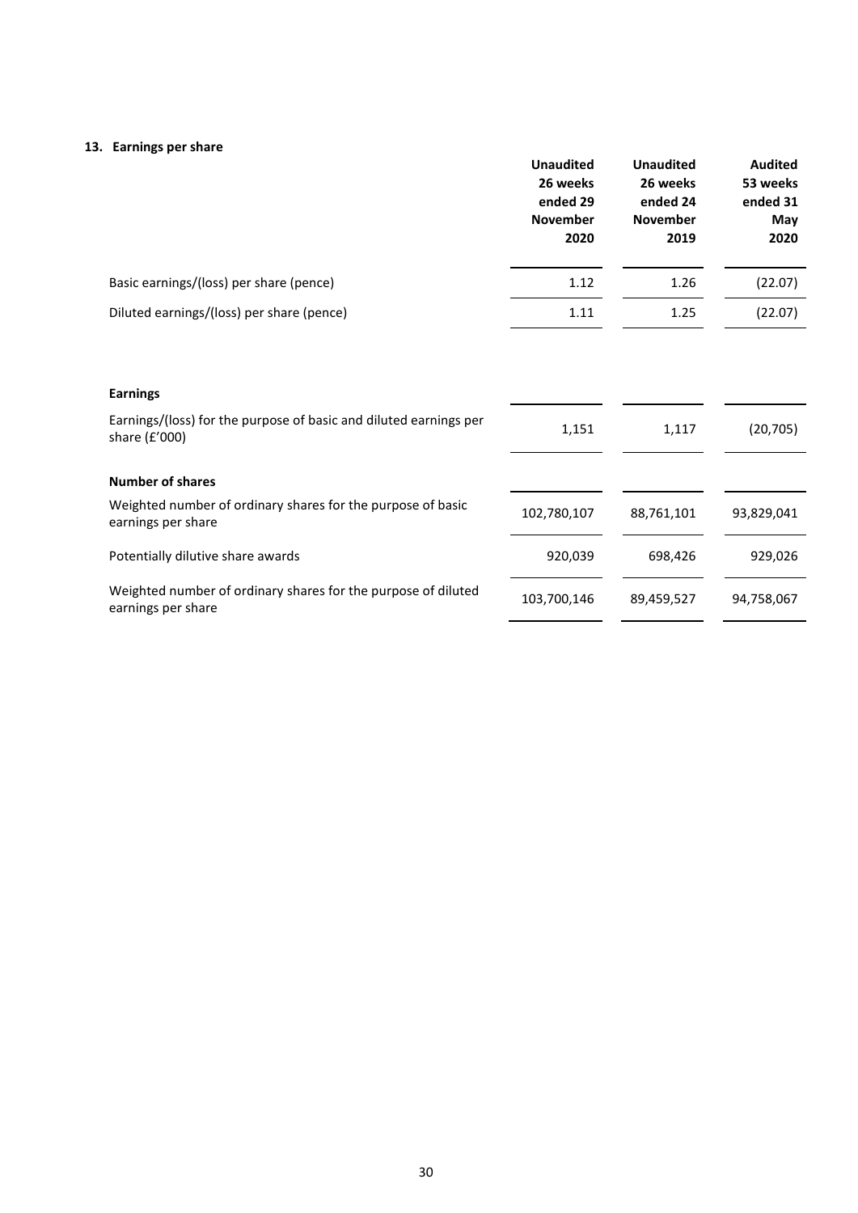## 13. Earnings per share

| | Unaudited 26 weeks ended 29 November 2020 | Unaudited 26 weeks ended 24 November 2019 | Audited 53 weeks ended 31 May 2020 |
|---|---|---|---|
| Basic earnings/(loss) per share (pence) | 1.12 | 1.26 | (22.07) |
| Diluted earnings/(loss) per share (pence) | 1.11 | 1.25 | (22.07) |
| **Earnings** | | | |
| Earnings/(loss) for the purpose of basic and diluted earnings per share (£'000) | 1,151 | 1,117 | (20,705) |
| **Number of shares** | | | |
| Weighted number of ordinary shares for the purpose of basic earnings per share | 102,780,107 | 88,761,101 | 93,829,041 |
| Potentially dilutive share awards | 920,039 | 698,426 | 929,026 |
| Weighted number of ordinary shares for the purpose of diluted earnings per share | 103,700,146 | 89,459,527 | 94,758,067 |